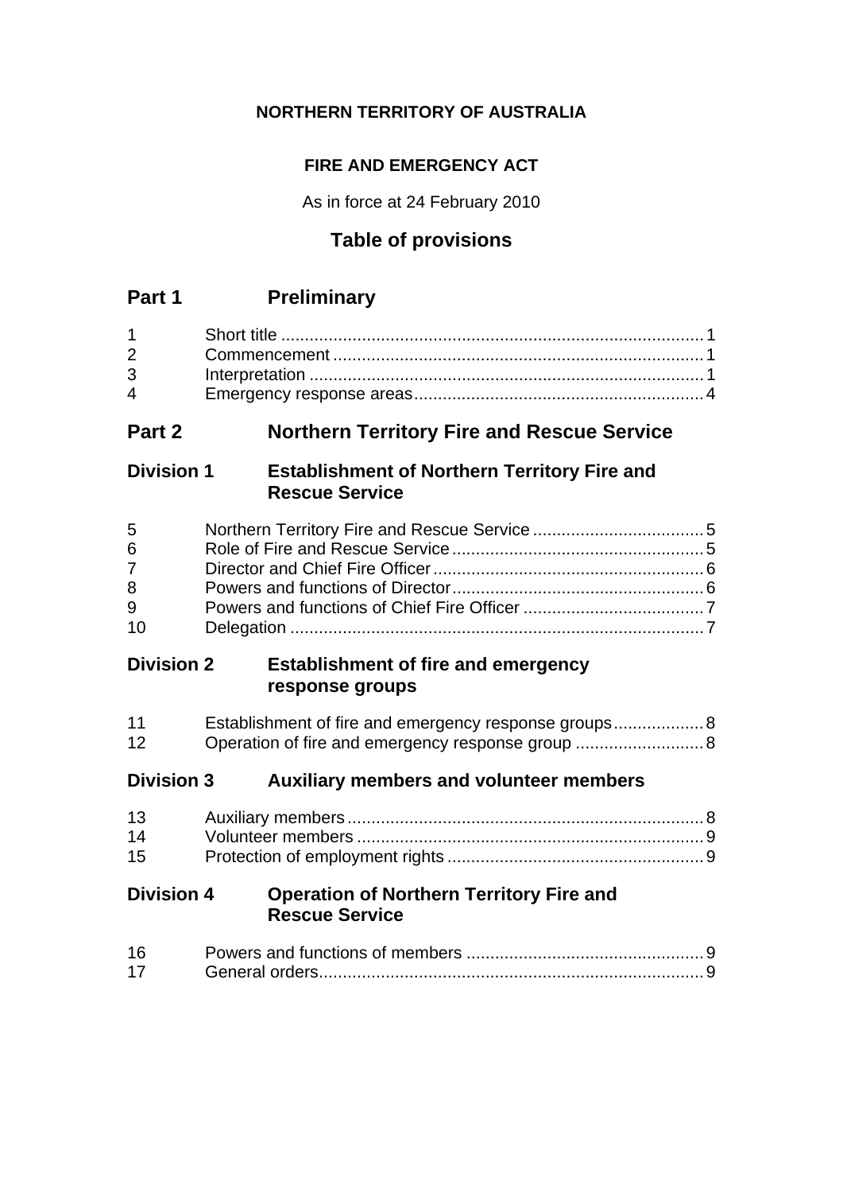**NORTHERN TERRITORY OF AUSTRALIA**

**FIRE AND EMERGENCY ACT**

As in force at 24 February 2010

## Table of provisions

## Part 1 Preliminary

| | | |
|---|---|---|
| 1 | Short title | 1 |
| 2 | Commencement | 1 |
| 3 | Interpretation | 1 |
| 4 | Emergency response areas | 4 |

## Part 2 Northern Territory Fire and Rescue Service

### Division 1 Establishment of Northern Territory Fire and Rescue Service

| | | |
|---|---|---|
| 5 | Northern Territory Fire and Rescue Service | 5 |
| 6 | Role of Fire and Rescue Service | 5 |
| 7 | Director and Chief Fire Officer | 6 |
| 8 | Powers and functions of Director | 6 |
| 9 | Powers and functions of Chief Fire Officer | 7 |
| 10 | Delegation | 7 |

### Division 2 Establishment of fire and emergency response groups

| | | |
|---|---|---|
| 11 | Establishment of fire and emergency response groups | 8 |
| 12 | Operation of fire and emergency response group | 8 |

### Division 3 Auxiliary members and volunteer members

| | | |
|---|---|---|
| 13 | Auxiliary members | 8 |
| 14 | Volunteer members | 9 |
| 15 | Protection of employment rights | 9 |

### Division 4 Operation of Northern Territory Fire and Rescue Service

| | | |
|---|---|---|
| 16 | Powers and functions of members | 9 |
| 17 | General orders | 9 |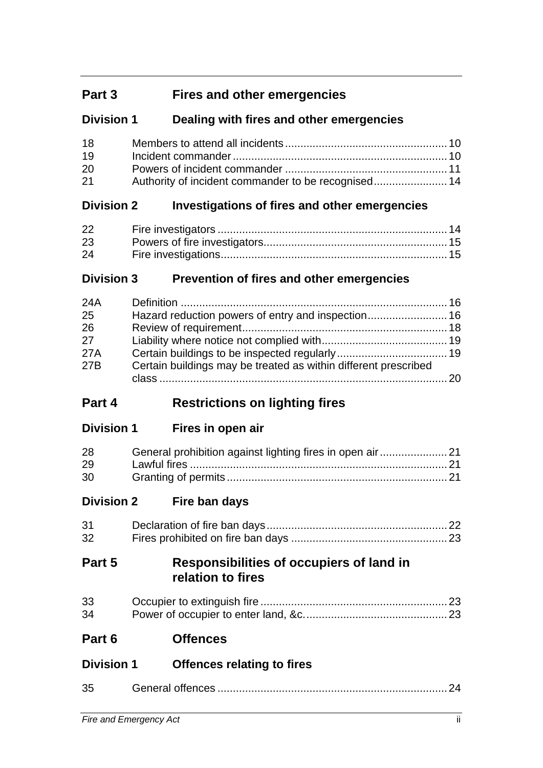## Part 3 Fires and other emergencies

### Division 1 Dealing with fires and other emergencies

| | | |
|---|---|---|
| 18 | Members to attend all incidents | 10 |
| 19 | Incident commander | 10 |
| 20 | Powers of incident commander | 11 |
| 21 | Authority of incident commander to be recognised | 14 |

### Division 2 Investigations of fires and other emergencies

| | | |
|---|---|---|
| 22 | Fire investigators | 14 |
| 23 | Powers of fire investigators | 15 |
| 24 | Fire investigations | 15 |

### Division 3 Prevention of fires and other emergencies

| | | |
|---|---|---|
| 24A | Definition | 16 |
| 25 | Hazard reduction powers of entry and inspection | 16 |
| 26 | Review of requirement | 18 |
| 27 | Liability where notice not complied with | 19 |
| 27A | Certain buildings to be inspected regularly | 19 |
| 27B | Certain buildings may be treated as within different prescribed class | 20 |

## Part 4 Restrictions on lighting fires

### Division 1 Fires in open air

| | | |
|---|---|---|
| 28 | General prohibition against lighting fires in open air | 21 |
| 29 | Lawful fires | 21 |
| 30 | Granting of permits | 21 |

### Division 2 Fire ban days

| | | |
|---|---|---|
| 31 | Declaration of fire ban days | 22 |
| 32 | Fires prohibited on fire ban days | 23 |

## Part 5 Responsibilities of occupiers of land in relation to fires

| | | |
|---|---|---|
| 33 | Occupier to extinguish fire | 23 |
| 34 | Power of occupier to enter land, &c. | 23 |

## Part 6 Offences

### Division 1 Offences relating to fires

| | | |
|---|---|---|
| 35 | General offences | 24 |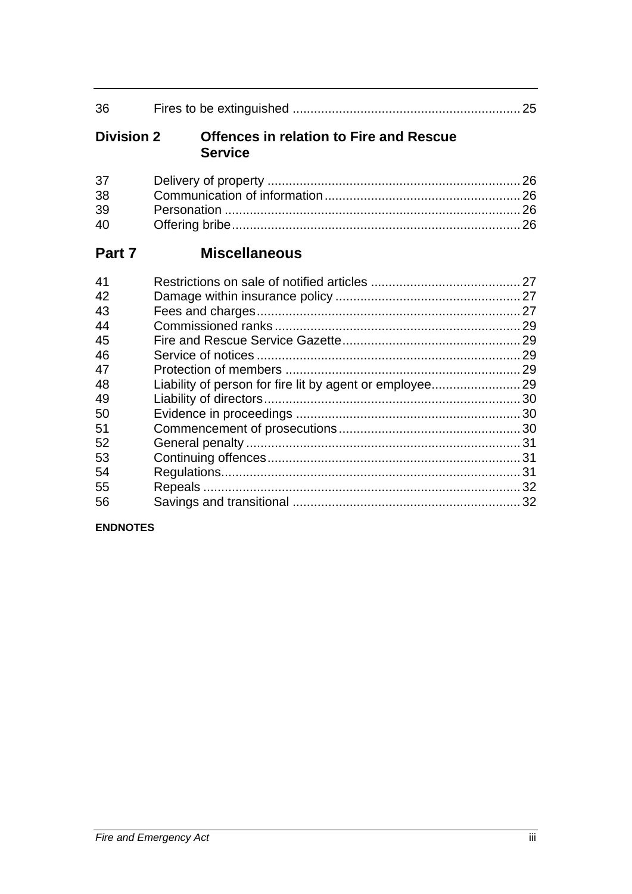36 Fires to be extinguished ... 25

**Division 2 Offences in relation to Fire and Rescue Service**

37 Delivery of property ... 26
38 Communication of information ... 26
39 Personation ... 26
40 Offering bribe ... 26

## Part 7 Miscellaneous

41 Restrictions on sale of notified articles ... 27
42 Damage within insurance policy ... 27
43 Fees and charges ... 27
44 Commissioned ranks ... 29
45 Fire and Rescue Service Gazette ... 29
46 Service of notices ... 29
47 Protection of members ... 29
48 Liability of person for fire lit by agent or employee ... 29
49 Liability of directors ... 30
50 Evidence in proceedings ... 30
51 Commencement of prosecutions ... 30
52 General penalty ... 31
53 Continuing offences ... 31
54 Regulations ... 31
55 Repeals ... 32
56 Savings and transitional ... 32

**ENDNOTES**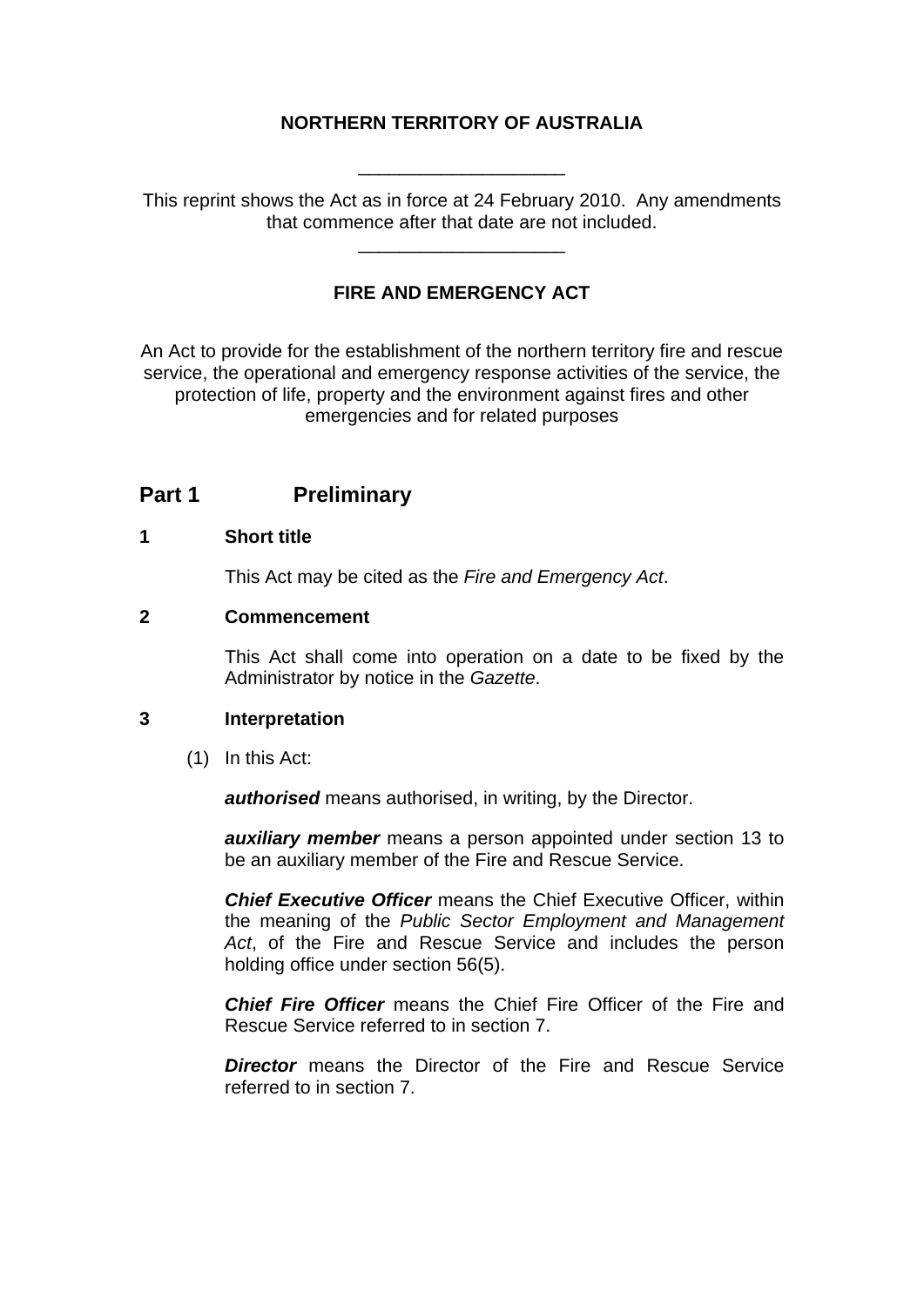**NORTHERN TERRITORY OF AUSTRALIA**

____________________

This reprint shows the Act as in force at 24 February 2010. Any amendments that commence after that date are not included.

____________________

**FIRE AND EMERGENCY ACT**

An Act to provide for the establishment of the northern territory fire and rescue service, the operational and emergency response activities of the service, the protection of life, property and the environment against fires and other emergencies and for related purposes

## Part 1 Preliminary

### 1 Short title

This Act may be cited as the *Fire and Emergency Act*.

### 2 Commencement

This Act shall come into operation on a date to be fixed by the Administrator by notice in the *Gazette*.

### 3 Interpretation

(1) In this Act:

***authorised*** means authorised, in writing, by the Director.

***auxiliary member*** means a person appointed under section 13 to be an auxiliary member of the Fire and Rescue Service.

***Chief Executive Officer*** means the Chief Executive Officer, within the meaning of the *Public Sector Employment and Management Act*, of the Fire and Rescue Service and includes the person holding office under section 56(5).

***Chief Fire Officer*** means the Chief Fire Officer of the Fire and Rescue Service referred to in section 7.

***Director*** means the Director of the Fire and Rescue Service referred to in section 7.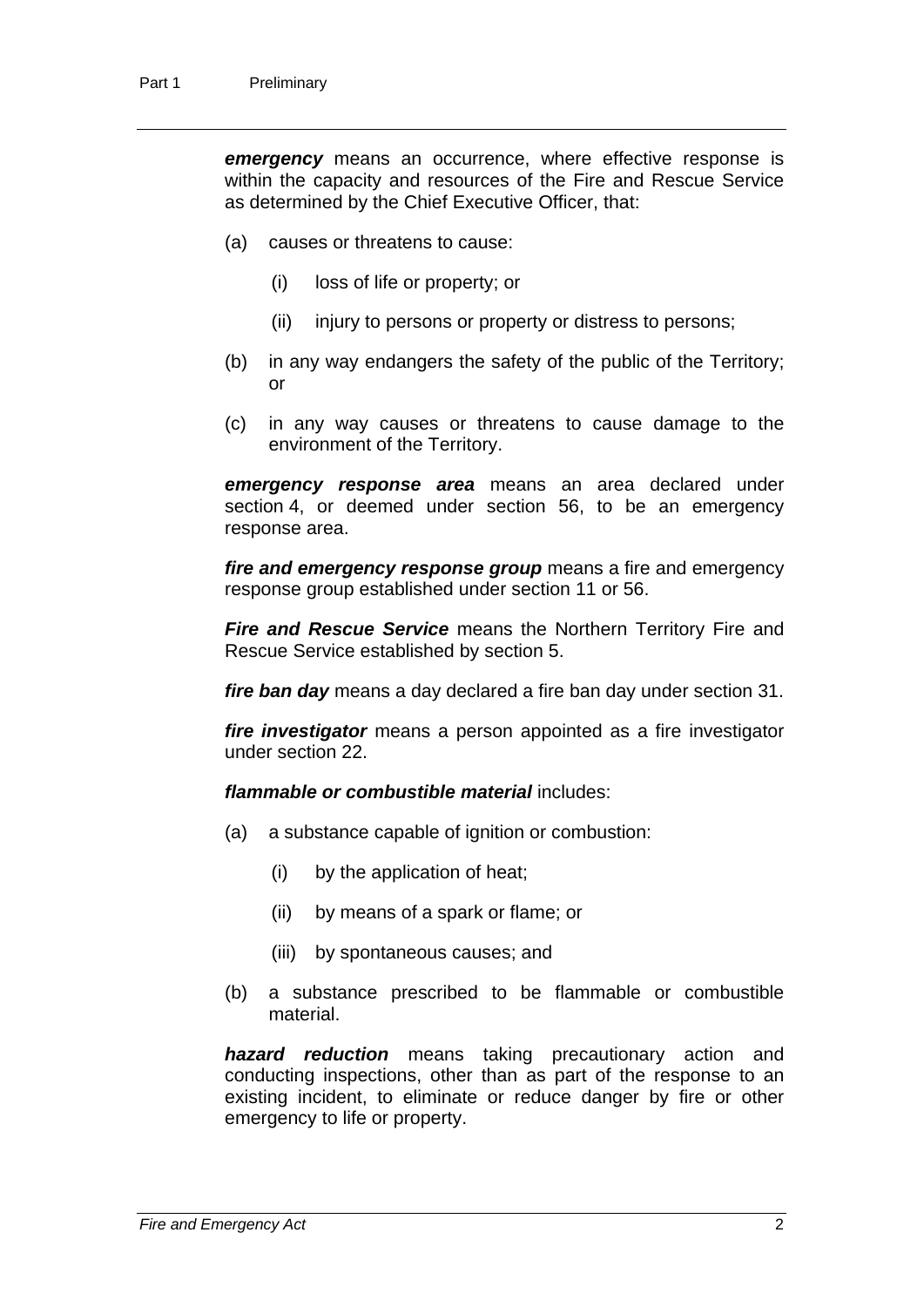***emergency*** means an occurrence, where effective response is within the capacity and resources of the Fire and Rescue Service as determined by the Chief Executive Officer, that:

(a) causes or threatens to cause:

(i) loss of life or property; or

(ii) injury to persons or property or distress to persons;

(b) in any way endangers the safety of the public of the Territory; or

(c) in any way causes or threatens to cause damage to the environment of the Territory.

***emergency response area*** means an area declared under section 4, or deemed under section 56, to be an emergency response area.

***fire and emergency response group*** means a fire and emergency response group established under section 11 or 56.

***Fire and Rescue Service*** means the Northern Territory Fire and Rescue Service established by section 5.

***fire ban day*** means a day declared a fire ban day under section 31.

***fire investigator*** means a person appointed as a fire investigator under section 22.

***flammable or combustible material*** includes:

(a) a substance capable of ignition or combustion:

(i) by the application of heat;

(ii) by means of a spark or flame; or

(iii) by spontaneous causes; and

(b) a substance prescribed to be flammable or combustible material.

***hazard reduction*** means taking precautionary action and conducting inspections, other than as part of the response to an existing incident, to eliminate or reduce danger by fire or other emergency to life or property.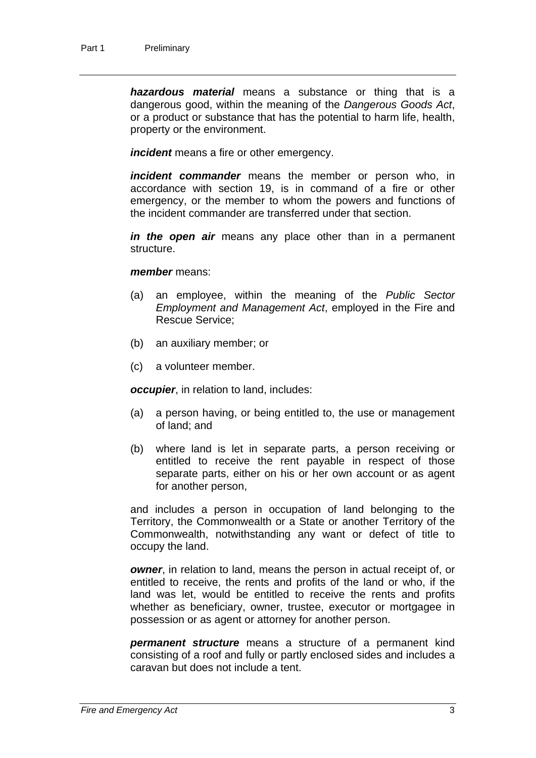***hazardous material*** means a substance or thing that is a dangerous good, within the meaning of the *Dangerous Goods Act*, or a product or substance that has the potential to harm life, health, property or the environment.

***incident*** means a fire or other emergency.

***incident commander*** means the member or person who, in accordance with section 19, is in command of a fire or other emergency, or the member to whom the powers and functions of the incident commander are transferred under that section.

***in the open air*** means any place other than in a permanent structure.

***member*** means:

(a) an employee, within the meaning of the *Public Sector Employment and Management Act*, employed in the Fire and Rescue Service;

(b) an auxiliary member; or

(c) a volunteer member.

***occupier***, in relation to land, includes:

(a) a person having, or being entitled to, the use or management of land; and

(b) where land is let in separate parts, a person receiving or entitled to receive the rent payable in respect of those separate parts, either on his or her own account or as agent for another person,

and includes a person in occupation of land belonging to the Territory, the Commonwealth or a State or another Territory of the Commonwealth, notwithstanding any want or defect of title to occupy the land.

***owner***, in relation to land, means the person in actual receipt of, or entitled to receive, the rents and profits of the land or who, if the land was let, would be entitled to receive the rents and profits whether as beneficiary, owner, trustee, executor or mortgagee in possession or as agent or attorney for another person.

***permanent structure*** means a structure of a permanent kind consisting of a roof and fully or partly enclosed sides and includes a caravan but does not include a tent.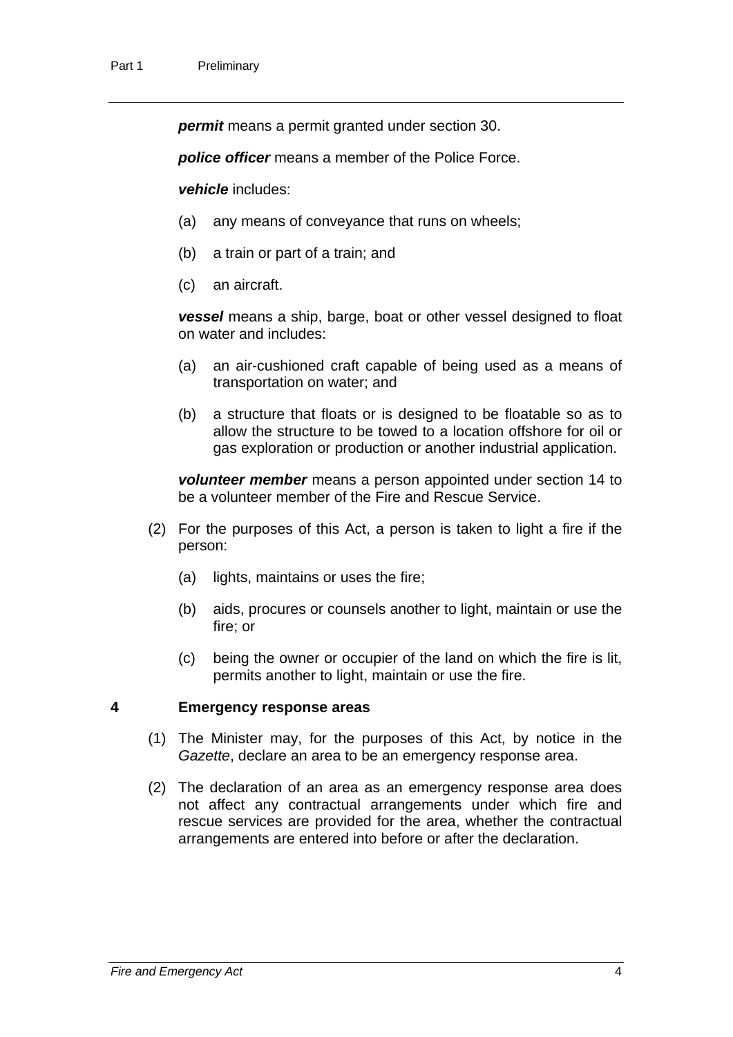***permit*** means a permit granted under section 30.

***police officer*** means a member of the Police Force.

***vehicle*** includes:

(a) any means of conveyance that runs on wheels;

(b) a train or part of a train; and

(c) an aircraft.

***vessel*** means a ship, barge, boat or other vessel designed to float on water and includes:

(a) an air-cushioned craft capable of being used as a means of transportation on water; and

(b) a structure that floats or is designed to be floatable so as to allow the structure to be towed to a location offshore for oil or gas exploration or production or another industrial application.

***volunteer member*** means a person appointed under section 14 to be a volunteer member of the Fire and Rescue Service.

(2) For the purposes of this Act, a person is taken to light a fire if the person:

(a) lights, maintains or uses the fire;

(b) aids, procures or counsels another to light, maintain or use the fire; or

(c) being the owner or occupier of the land on which the fire is lit, permits another to light, maintain or use the fire.

### 4 Emergency response areas

(1) The Minister may, for the purposes of this Act, by notice in the *Gazette*, declare an area to be an emergency response area.

(2) The declaration of an area as an emergency response area does not affect any contractual arrangements under which fire and rescue services are provided for the area, whether the contractual arrangements are entered into before or after the declaration.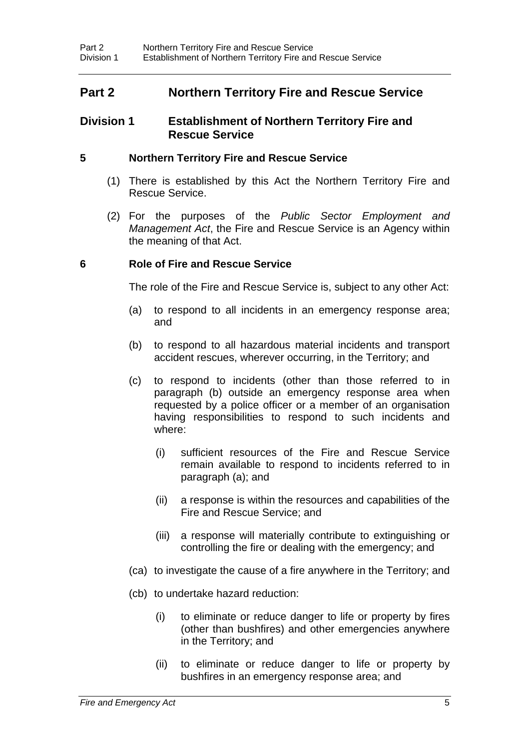# Part 2 Northern Territory Fire and Rescue Service

## Division 1 Establishment of Northern Territory Fire and Rescue Service

### 5 Northern Territory Fire and Rescue Service

(1) There is established by this Act the Northern Territory Fire and Rescue Service.

(2) For the purposes of the *Public Sector Employment and Management Act*, the Fire and Rescue Service is an Agency within the meaning of that Act.

### 6 Role of Fire and Rescue Service

The role of the Fire and Rescue Service is, subject to any other Act:

(a) to respond to all incidents in an emergency response area; and

(b) to respond to all hazardous material incidents and transport accident rescues, wherever occurring, in the Territory; and

(c) to respond to incidents (other than those referred to in paragraph (b) outside an emergency response area when requested by a police officer or a member of an organisation having responsibilities to respond to such incidents and where:

(i) sufficient resources of the Fire and Rescue Service remain available to respond to incidents referred to in paragraph (a); and

(ii) a response is within the resources and capabilities of the Fire and Rescue Service; and

(iii) a response will materially contribute to extinguishing or controlling the fire or dealing with the emergency; and

(ca) to investigate the cause of a fire anywhere in the Territory; and

(cb) to undertake hazard reduction:

(i) to eliminate or reduce danger to life or property by fires (other than bushfires) and other emergencies anywhere in the Territory; and

(ii) to eliminate or reduce danger to life or property by bushfires in an emergency response area; and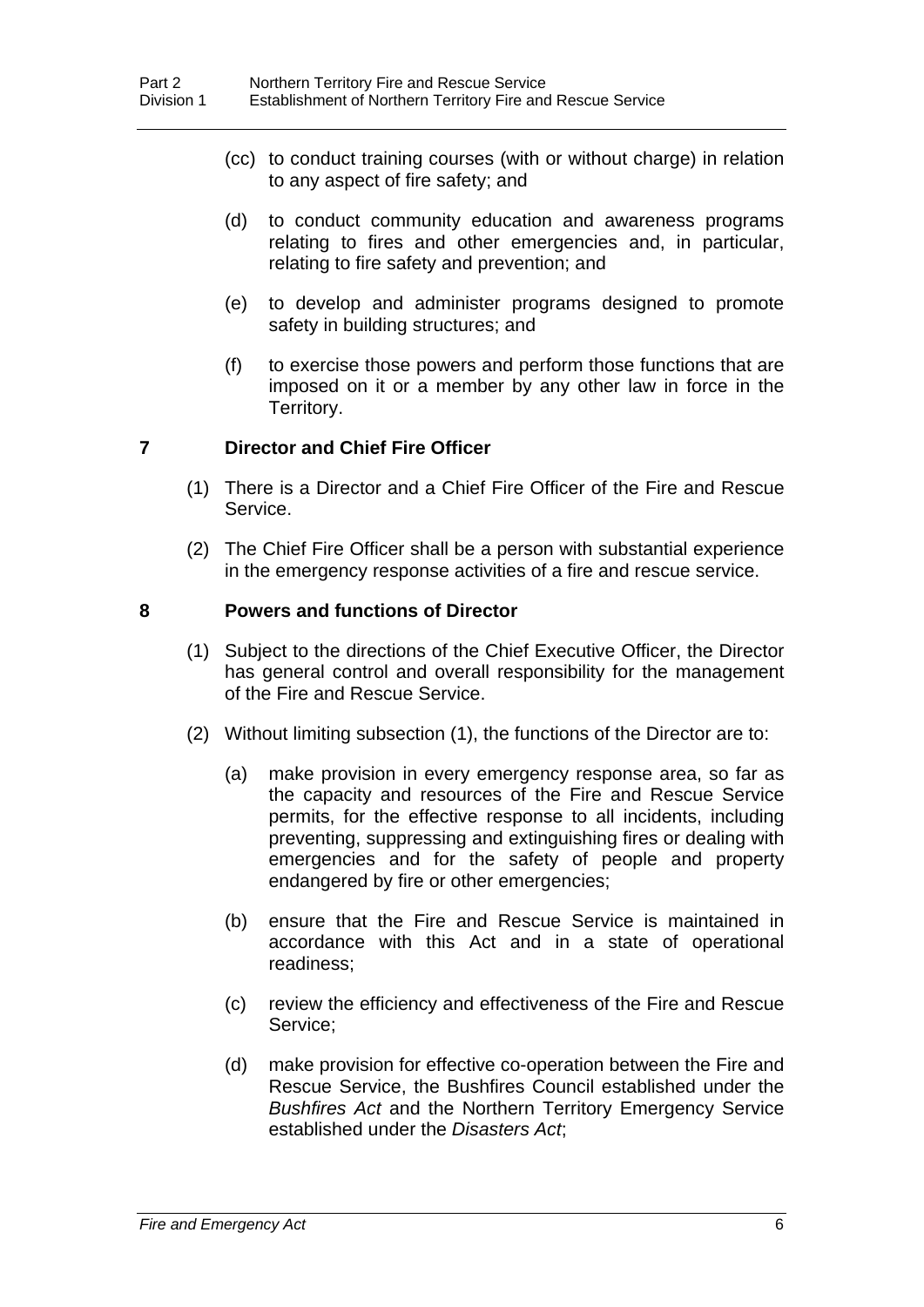(cc) to conduct training courses (with or without charge) in relation to any aspect of fire safety; and

(d) to conduct community education and awareness programs relating to fires and other emergencies and, in particular, relating to fire safety and prevention; and

(e) to develop and administer programs designed to promote safety in building structures; and

(f) to exercise those powers and perform those functions that are imposed on it or a member by any other law in force in the Territory.

### 7 Director and Chief Fire Officer

(1) There is a Director and a Chief Fire Officer of the Fire and Rescue Service.

(2) The Chief Fire Officer shall be a person with substantial experience in the emergency response activities of a fire and rescue service.

### 8 Powers and functions of Director

(1) Subject to the directions of the Chief Executive Officer, the Director has general control and overall responsibility for the management of the Fire and Rescue Service.

(2) Without limiting subsection (1), the functions of the Director are to:

(a) make provision in every emergency response area, so far as the capacity and resources of the Fire and Rescue Service permits, for the effective response to all incidents, including preventing, suppressing and extinguishing fires or dealing with emergencies and for the safety of people and property endangered by fire or other emergencies;

(b) ensure that the Fire and Rescue Service is maintained in accordance with this Act and in a state of operational readiness;

(c) review the efficiency and effectiveness of the Fire and Rescue Service;

(d) make provision for effective co-operation between the Fire and Rescue Service, the Bushfires Council established under the *Bushfires Act* and the Northern Territory Emergency Service established under the *Disasters Act*;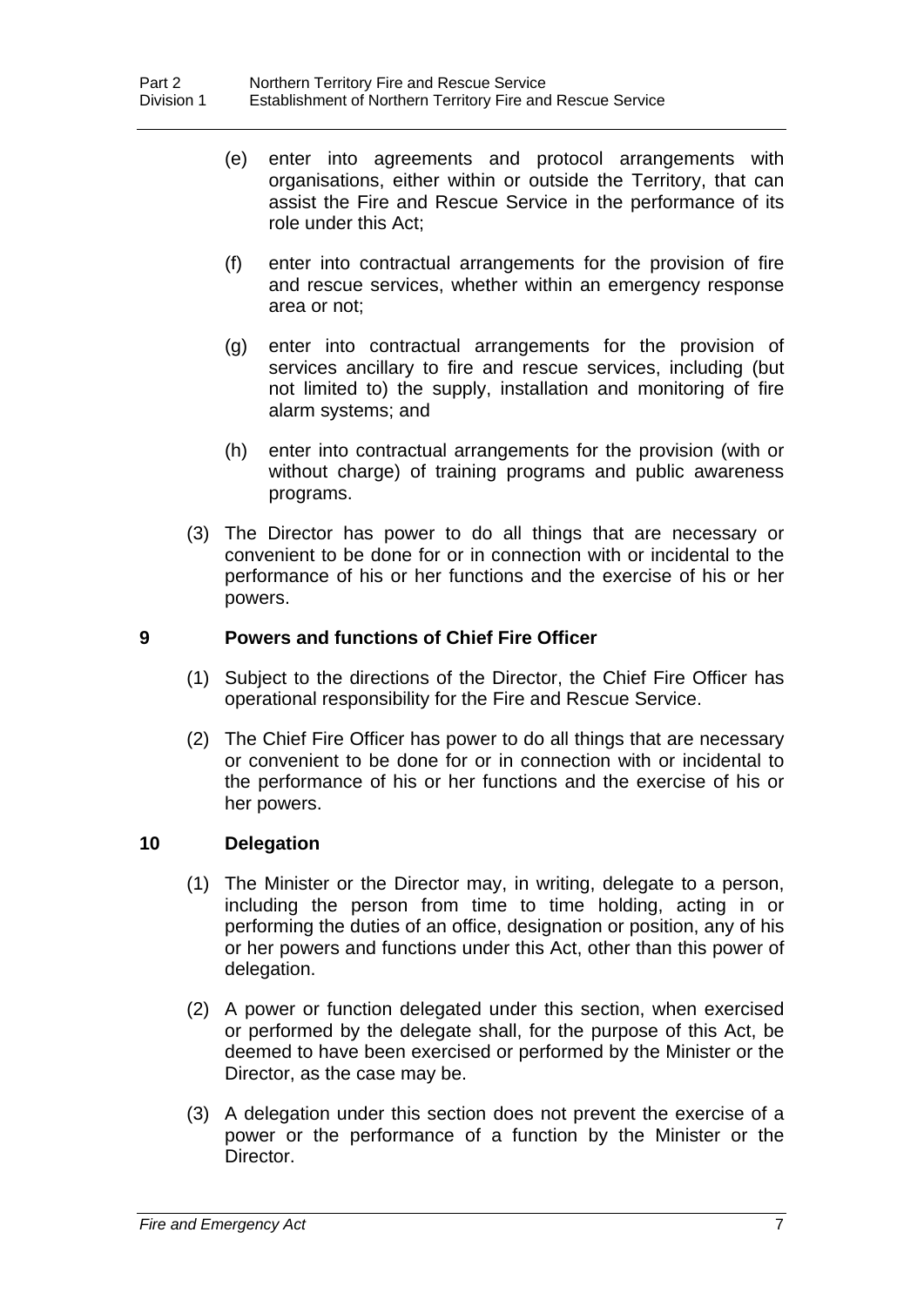(e) enter into agreements and protocol arrangements with organisations, either within or outside the Territory, that can assist the Fire and Rescue Service in the performance of its role under this Act;

(f) enter into contractual arrangements for the provision of fire and rescue services, whether within an emergency response area or not;

(g) enter into contractual arrangements for the provision of services ancillary to fire and rescue services, including (but not limited to) the supply, installation and monitoring of fire alarm systems; and

(h) enter into contractual arrangements for the provision (with or without charge) of training programs and public awareness programs.

(3) The Director has power to do all things that are necessary or convenient to be done for or in connection with or incidental to the performance of his or her functions and the exercise of his or her powers.

### 9 Powers and functions of Chief Fire Officer

(1) Subject to the directions of the Director, the Chief Fire Officer has operational responsibility for the Fire and Rescue Service.

(2) The Chief Fire Officer has power to do all things that are necessary or convenient to be done for or in connection with or incidental to the performance of his or her functions and the exercise of his or her powers.

### 10 Delegation

(1) The Minister or the Director may, in writing, delegate to a person, including the person from time to time holding, acting in or performing the duties of an office, designation or position, any of his or her powers and functions under this Act, other than this power of delegation.

(2) A power or function delegated under this section, when exercised or performed by the delegate shall, for the purpose of this Act, be deemed to have been exercised or performed by the Minister or the Director, as the case may be.

(3) A delegation under this section does not prevent the exercise of a power or the performance of a function by the Minister or the Director.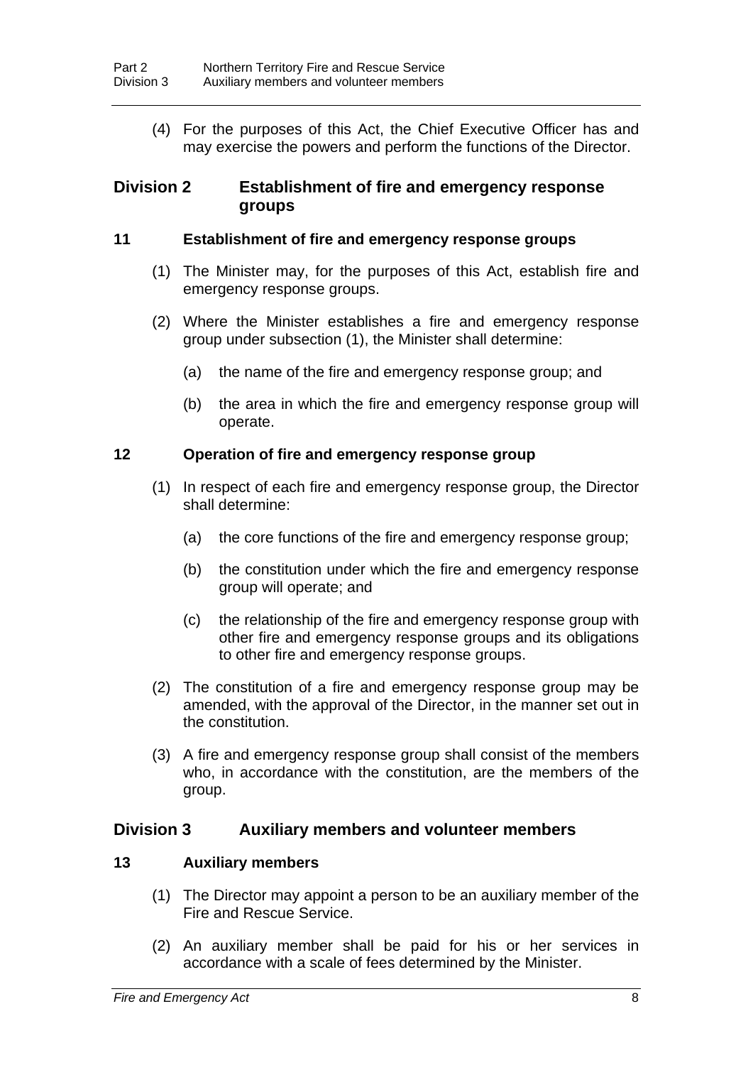(4) For the purposes of this Act, the Chief Executive Officer has and may exercise the powers and perform the functions of the Director.

## Division 2 Establishment of fire and emergency response groups

### 11 Establishment of fire and emergency response groups

(1) The Minister may, for the purposes of this Act, establish fire and emergency response groups.

(2) Where the Minister establishes a fire and emergency response group under subsection (1), the Minister shall determine:

(a) the name of the fire and emergency response group; and

(b) the area in which the fire and emergency response group will operate.

### 12 Operation of fire and emergency response group

(1) In respect of each fire and emergency response group, the Director shall determine:

(a) the core functions of the fire and emergency response group;

(b) the constitution under which the fire and emergency response group will operate; and

(c) the relationship of the fire and emergency response group with other fire and emergency response groups and its obligations to other fire and emergency response groups.

(2) The constitution of a fire and emergency response group may be amended, with the approval of the Director, in the manner set out in the constitution.

(3) A fire and emergency response group shall consist of the members who, in accordance with the constitution, are the members of the group.

## Division 3 Auxiliary members and volunteer members

### 13 Auxiliary members

(1) The Director may appoint a person to be an auxiliary member of the Fire and Rescue Service.

(2) An auxiliary member shall be paid for his or her services in accordance with a scale of fees determined by the Minister.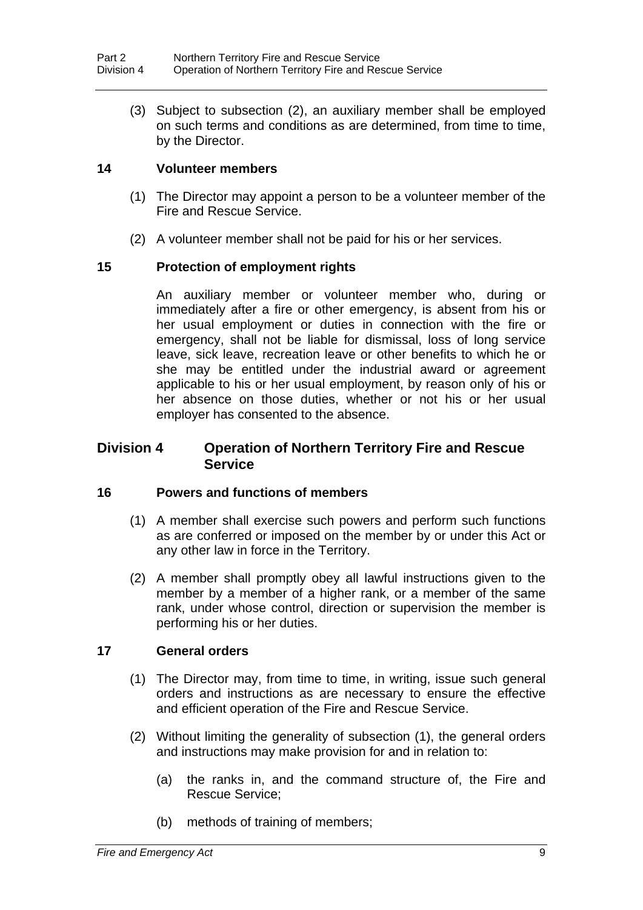(3) Subject to subsection (2), an auxiliary member shall be employed on such terms and conditions as are determined, from time to time, by the Director.

### 14 Volunteer members

(1) The Director may appoint a person to be a volunteer member of the Fire and Rescue Service.

(2) A volunteer member shall not be paid for his or her services.

### 15 Protection of employment rights

An auxiliary member or volunteer member who, during or immediately after a fire or other emergency, is absent from his or her usual employment or duties in connection with the fire or emergency, shall not be liable for dismissal, loss of long service leave, sick leave, recreation leave or other benefits to which he or she may be entitled under the industrial award or agreement applicable to his or her usual employment, by reason only of his or her absence on those duties, whether or not his or her usual employer has consented to the absence.

## Division 4 Operation of Northern Territory Fire and Rescue Service

### 16 Powers and functions of members

(1) A member shall exercise such powers and perform such functions as are conferred or imposed on the member by or under this Act or any other law in force in the Territory.

(2) A member shall promptly obey all lawful instructions given to the member by a member of a higher rank, or a member of the same rank, under whose control, direction or supervision the member is performing his or her duties.

### 17 General orders

(1) The Director may, from time to time, in writing, issue such general orders and instructions as are necessary to ensure the effective and efficient operation of the Fire and Rescue Service.

(2) Without limiting the generality of subsection (1), the general orders and instructions may make provision for and in relation to:

(a) the ranks in, and the command structure of, the Fire and Rescue Service;

(b) methods of training of members;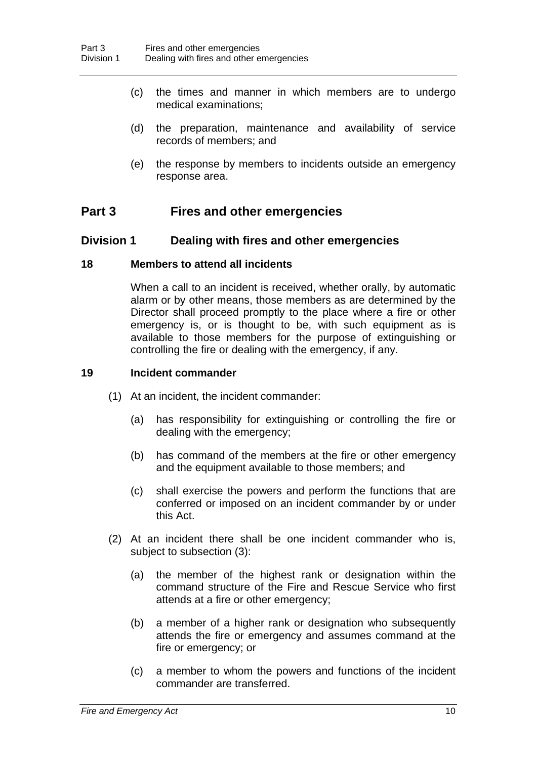(c) the times and manner in which members are to undergo medical examinations;

(d) the preparation, maintenance and availability of service records of members; and

(e) the response by members to incidents outside an emergency response area.

# Part 3 Fires and other emergencies

## Division 1 Dealing with fires and other emergencies

### 18 Members to attend all incidents

When a call to an incident is received, whether orally, by automatic alarm or by other means, those members as are determined by the Director shall proceed promptly to the place where a fire or other emergency is, or is thought to be, with such equipment as is available to those members for the purpose of extinguishing or controlling the fire or dealing with the emergency, if any.

### 19 Incident commander

(1) At an incident, the incident commander:

(a) has responsibility for extinguishing or controlling the fire or dealing with the emergency;

(b) has command of the members at the fire or other emergency and the equipment available to those members; and

(c) shall exercise the powers and perform the functions that are conferred or imposed on an incident commander by or under this Act.

(2) At an incident there shall be one incident commander who is, subject to subsection (3):

(a) the member of the highest rank or designation within the command structure of the Fire and Rescue Service who first attends at a fire or other emergency;

(b) a member of a higher rank or designation who subsequently attends the fire or emergency and assumes command at the fire or emergency; or

(c) a member to whom the powers and functions of the incident commander are transferred.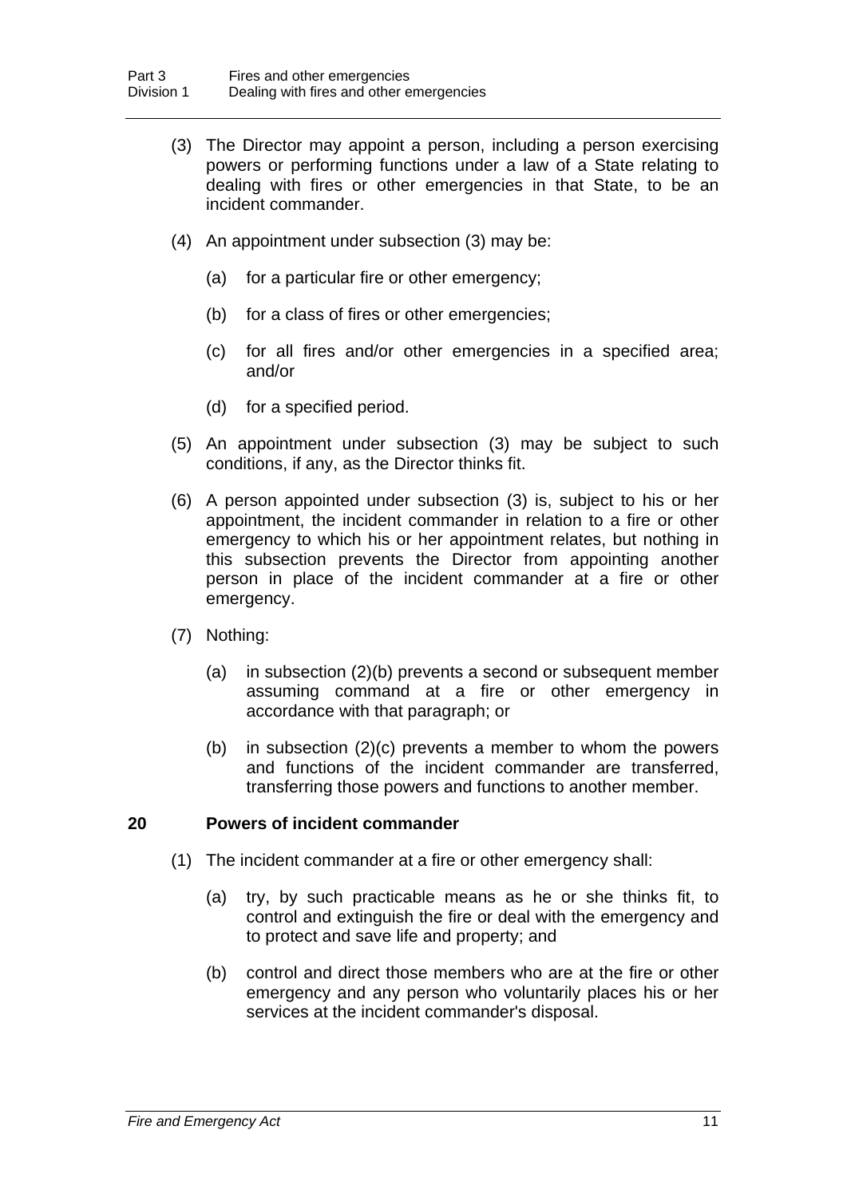(3) The Director may appoint a person, including a person exercising powers or performing functions under a law of a State relating to dealing with fires or other emergencies in that State, to be an incident commander.

(4) An appointment under subsection (3) may be:

(a) for a particular fire or other emergency;

(b) for a class of fires or other emergencies;

(c) for all fires and/or other emergencies in a specified area; and/or

(d) for a specified period.

(5) An appointment under subsection (3) may be subject to such conditions, if any, as the Director thinks fit.

(6) A person appointed under subsection (3) is, subject to his or her appointment, the incident commander in relation to a fire or other emergency to which his or her appointment relates, but nothing in this subsection prevents the Director from appointing another person in place of the incident commander at a fire or other emergency.

(7) Nothing:

(a) in subsection (2)(b) prevents a second or subsequent member assuming command at a fire or other emergency in accordance with that paragraph; or

(b) in subsection (2)(c) prevents a member to whom the powers and functions of the incident commander are transferred, transferring those powers and functions to another member.

## 20 Powers of incident commander

(1) The incident commander at a fire or other emergency shall:

(a) try, by such practicable means as he or she thinks fit, to control and extinguish the fire or deal with the emergency and to protect and save life and property; and

(b) control and direct those members who are at the fire or other emergency and any person who voluntarily places his or her services at the incident commander's disposal.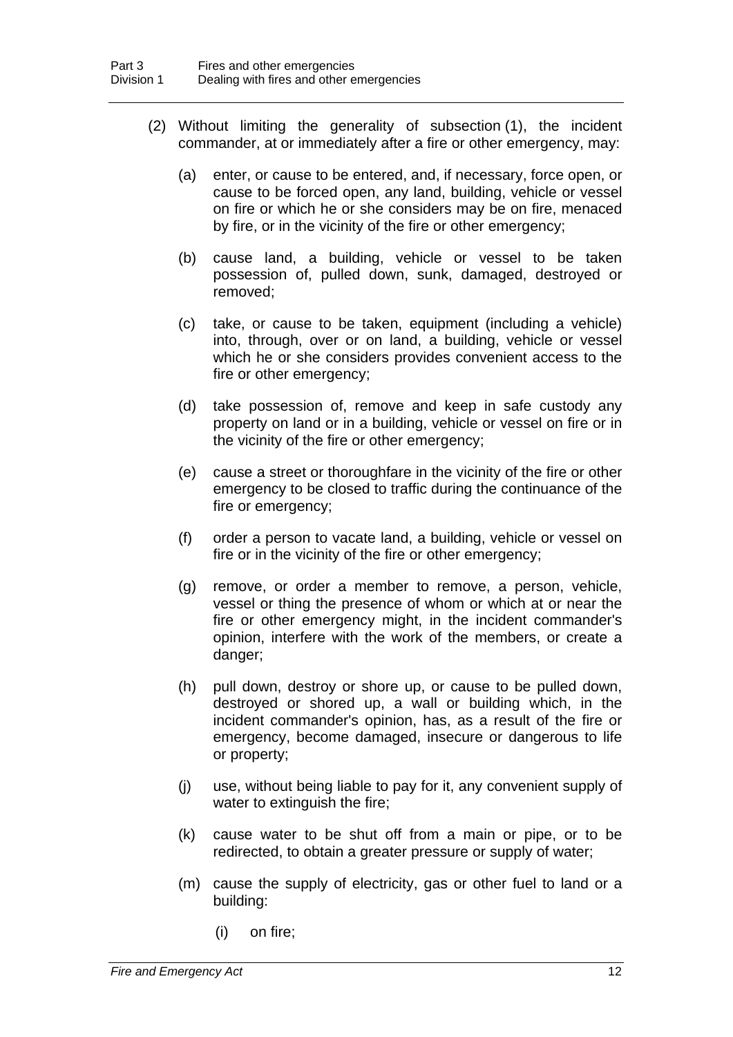(2) Without limiting the generality of subsection (1), the incident commander, at or immediately after a fire or other emergency, may:

(a) enter, or cause to be entered, and, if necessary, force open, or cause to be forced open, any land, building, vehicle or vessel on fire or which he or she considers may be on fire, menaced by fire, or in the vicinity of the fire or other emergency;

(b) cause land, a building, vehicle or vessel to be taken possession of, pulled down, sunk, damaged, destroyed or removed;

(c) take, or cause to be taken, equipment (including a vehicle) into, through, over or on land, a building, vehicle or vessel which he or she considers provides convenient access to the fire or other emergency;

(d) take possession of, remove and keep in safe custody any property on land or in a building, vehicle or vessel on fire or in the vicinity of the fire or other emergency;

(e) cause a street or thoroughfare in the vicinity of the fire or other emergency to be closed to traffic during the continuance of the fire or emergency;

(f) order a person to vacate land, a building, vehicle or vessel on fire or in the vicinity of the fire or other emergency;

(g) remove, or order a member to remove, a person, vehicle, vessel or thing the presence of whom or which at or near the fire or other emergency might, in the incident commander's opinion, interfere with the work of the members, or create a danger;

(h) pull down, destroy or shore up, or cause to be pulled down, destroyed or shored up, a wall or building which, in the incident commander's opinion, has, as a result of the fire or emergency, become damaged, insecure or dangerous to life or property;

(j) use, without being liable to pay for it, any convenient supply of water to extinguish the fire;

(k) cause water to be shut off from a main or pipe, or to be redirected, to obtain a greater pressure or supply of water;

(m) cause the supply of electricity, gas or other fuel to land or a building:

(i) on fire;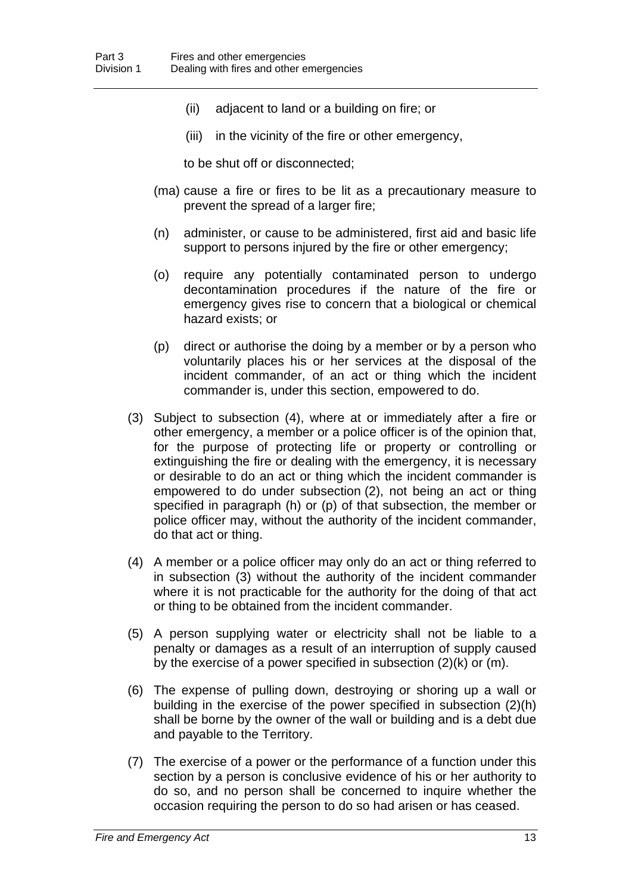(ii) adjacent to land or a building on fire; or

(iii) in the vicinity of the fire or other emergency,

to be shut off or disconnected;

(ma) cause a fire or fires to be lit as a precautionary measure to prevent the spread of a larger fire;

(n) administer, or cause to be administered, first aid and basic life support to persons injured by the fire or other emergency;

(o) require any potentially contaminated person to undergo decontamination procedures if the nature of the fire or emergency gives rise to concern that a biological or chemical hazard exists; or

(p) direct or authorise the doing by a member or by a person who voluntarily places his or her services at the disposal of the incident commander, of an act or thing which the incident commander is, under this section, empowered to do.

(3) Subject to subsection (4), where at or immediately after a fire or other emergency, a member or a police officer is of the opinion that, for the purpose of protecting life or property or controlling or extinguishing the fire or dealing with the emergency, it is necessary or desirable to do an act or thing which the incident commander is empowered to do under subsection (2), not being an act or thing specified in paragraph (h) or (p) of that subsection, the member or police officer may, without the authority of the incident commander, do that act or thing.

(4) A member or a police officer may only do an act or thing referred to in subsection (3) without the authority of the incident commander where it is not practicable for the authority for the doing of that act or thing to be obtained from the incident commander.

(5) A person supplying water or electricity shall not be liable to a penalty or damages as a result of an interruption of supply caused by the exercise of a power specified in subsection (2)(k) or (m).

(6) The expense of pulling down, destroying or shoring up a wall or building in the exercise of the power specified in subsection (2)(h) shall be borne by the owner of the wall or building and is a debt due and payable to the Territory.

(7) The exercise of a power or the performance of a function under this section by a person is conclusive evidence of his or her authority to do so, and no person shall be concerned to inquire whether the occasion requiring the person to do so had arisen or has ceased.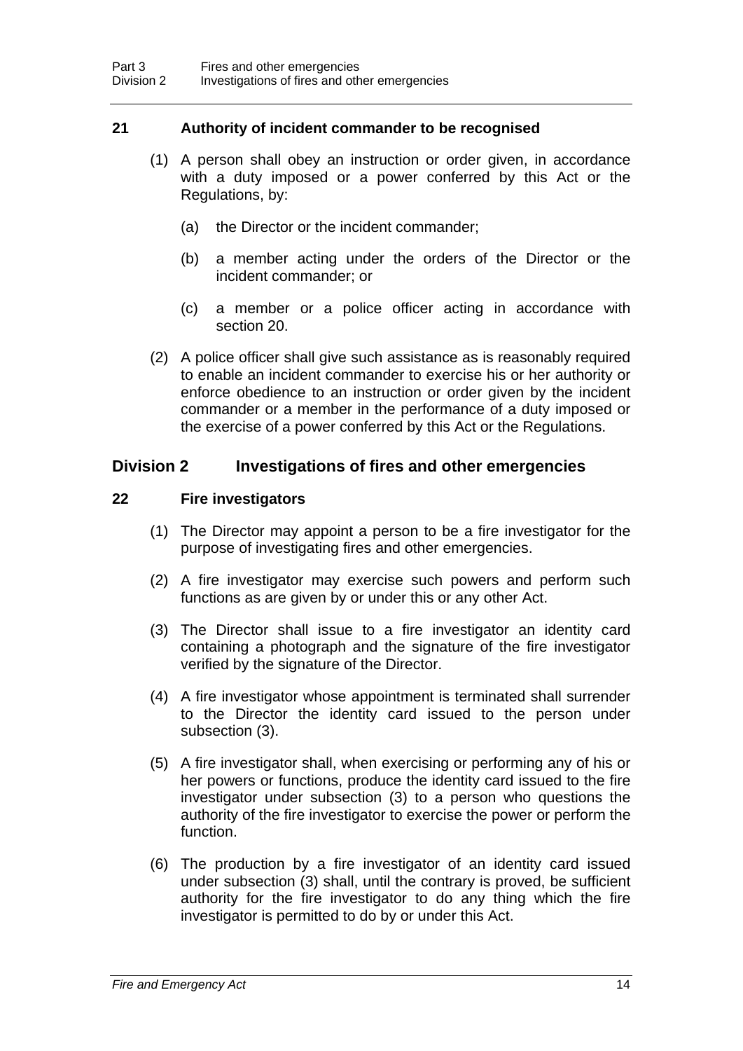### 21 Authority of incident commander to be recognised

(1) A person shall obey an instruction or order given, in accordance with a duty imposed or a power conferred by this Act or the Regulations, by:

(a) the Director or the incident commander;

(b) a member acting under the orders of the Director or the incident commander; or

(c) a member or a police officer acting in accordance with section 20.

(2) A police officer shall give such assistance as is reasonably required to enable an incident commander to exercise his or her authority or enforce obedience to an instruction or order given by the incident commander or a member in the performance of a duty imposed or the exercise of a power conferred by this Act or the Regulations.

## Division 2 Investigations of fires and other emergencies

### 22 Fire investigators

(1) The Director may appoint a person to be a fire investigator for the purpose of investigating fires and other emergencies.

(2) A fire investigator may exercise such powers and perform such functions as are given by or under this or any other Act.

(3) The Director shall issue to a fire investigator an identity card containing a photograph and the signature of the fire investigator verified by the signature of the Director.

(4) A fire investigator whose appointment is terminated shall surrender to the Director the identity card issued to the person under subsection (3).

(5) A fire investigator shall, when exercising or performing any of his or her powers or functions, produce the identity card issued to the fire investigator under subsection (3) to a person who questions the authority of the fire investigator to exercise the power or perform the function.

(6) The production by a fire investigator of an identity card issued under subsection (3) shall, until the contrary is proved, be sufficient authority for the fire investigator to do any thing which the fire investigator is permitted to do by or under this Act.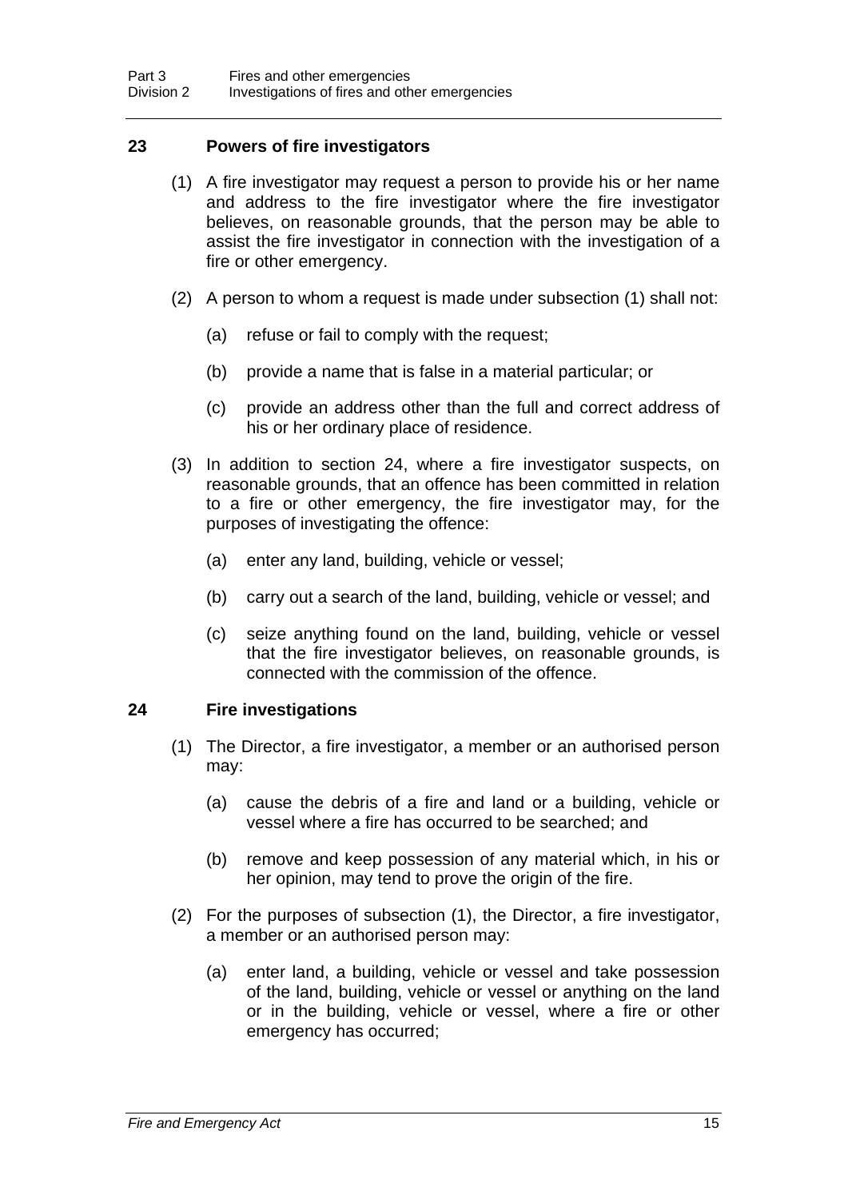### 23 Powers of fire investigators

(1) A fire investigator may request a person to provide his or her name and address to the fire investigator where the fire investigator believes, on reasonable grounds, that the person may be able to assist the fire investigator in connection with the investigation of a fire or other emergency.

(2) A person to whom a request is made under subsection (1) shall not:

(a) refuse or fail to comply with the request;

(b) provide a name that is false in a material particular; or

(c) provide an address other than the full and correct address of his or her ordinary place of residence.

(3) In addition to section 24, where a fire investigator suspects, on reasonable grounds, that an offence has been committed in relation to a fire or other emergency, the fire investigator may, for the purposes of investigating the offence:

(a) enter any land, building, vehicle or vessel;

(b) carry out a search of the land, building, vehicle or vessel; and

(c) seize anything found on the land, building, vehicle or vessel that the fire investigator believes, on reasonable grounds, is connected with the commission of the offence.

### 24 Fire investigations

(1) The Director, a fire investigator, a member or an authorised person may:

(a) cause the debris of a fire and land or a building, vehicle or vessel where a fire has occurred to be searched; and

(b) remove and keep possession of any material which, in his or her opinion, may tend to prove the origin of the fire.

(2) For the purposes of subsection (1), the Director, a fire investigator, a member or an authorised person may:

(a) enter land, a building, vehicle or vessel and take possession of the land, building, vehicle or vessel or anything on the land or in the building, vehicle or vessel, where a fire or other emergency has occurred;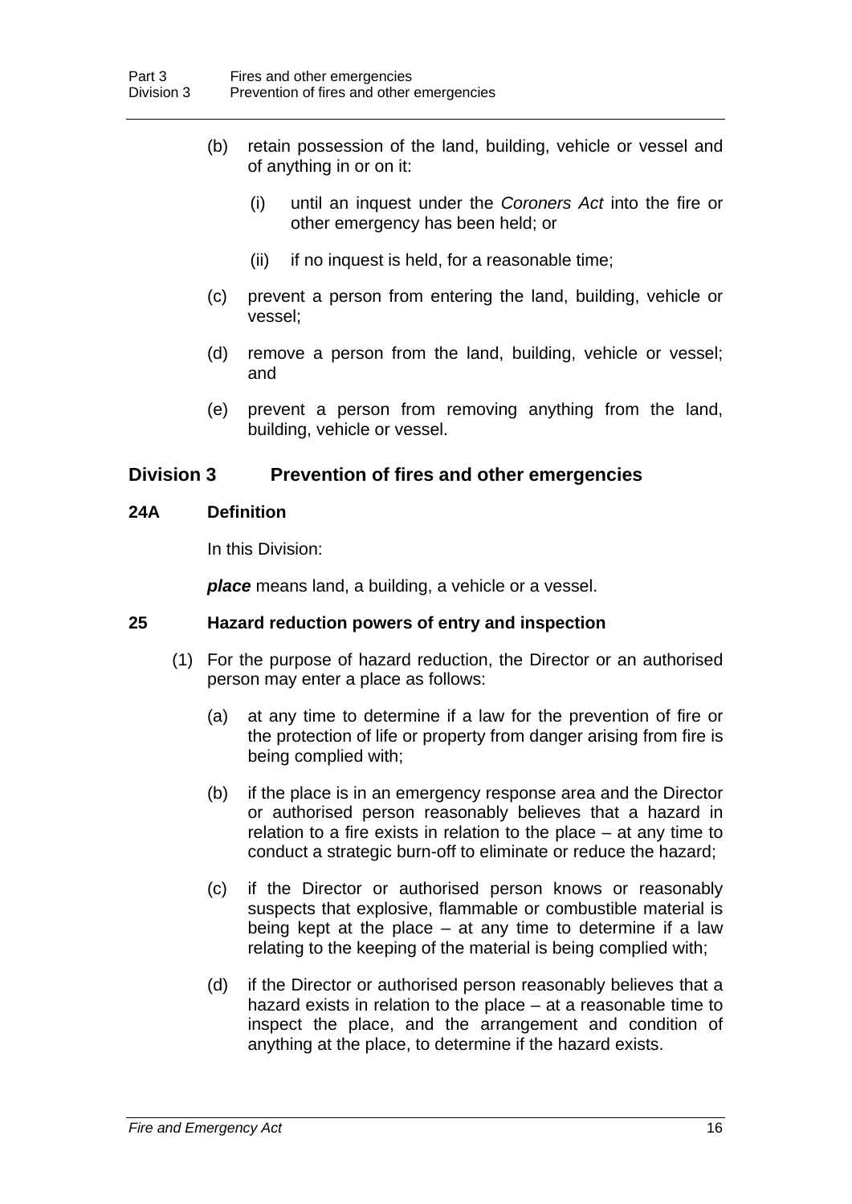(b) retain possession of the land, building, vehicle or vessel and of anything in or on it:

  (i) until an inquest under the *Coroners Act* into the fire or other emergency has been held; or

  (ii) if no inquest is held, for a reasonable time;

(c) prevent a person from entering the land, building, vehicle or vessel;

(d) remove a person from the land, building, vehicle or vessel; and

(e) prevent a person from removing anything from the land, building, vehicle or vessel.

## Division 3 Prevention of fires and other emergencies

### 24A Definition

In this Division:

***place*** means land, a building, a vehicle or a vessel.

### 25 Hazard reduction powers of entry and inspection

(1) For the purpose of hazard reduction, the Director or an authorised person may enter a place as follows:

  (a) at any time to determine if a law for the prevention of fire or the protection of life or property from danger arising from fire is being complied with;

  (b) if the place is in an emergency response area and the Director or authorised person reasonably believes that a hazard in relation to a fire exists in relation to the place – at any time to conduct a strategic burn-off to eliminate or reduce the hazard;

  (c) if the Director or authorised person knows or reasonably suspects that explosive, flammable or combustible material is being kept at the place – at any time to determine if a law relating to the keeping of the material is being complied with;

  (d) if the Director or authorised person reasonably believes that a hazard exists in relation to the place – at a reasonable time to inspect the place, and the arrangement and condition of anything at the place, to determine if the hazard exists.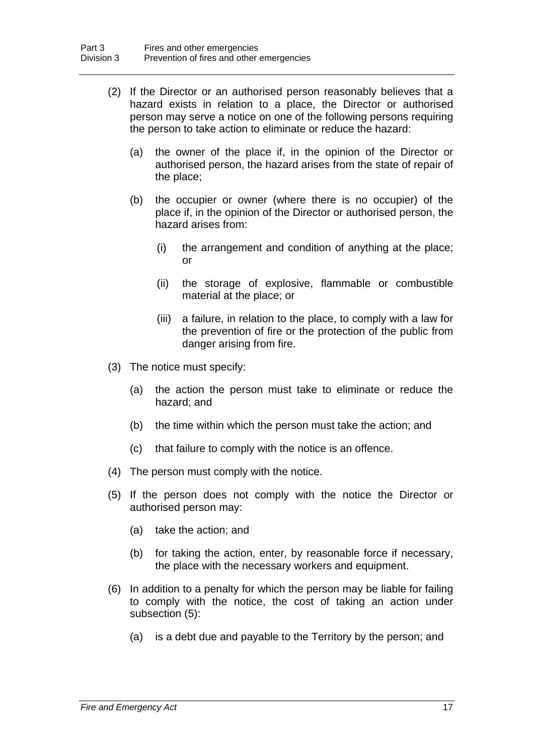(2) If the Director or an authorised person reasonably believes that a hazard exists in relation to a place, the Director or authorised person may serve a notice on one of the following persons requiring the person to take action to eliminate or reduce the hazard:

(a) the owner of the place if, in the opinion of the Director or authorised person, the hazard arises from the state of repair of the place;

(b) the occupier or owner (where there is no occupier) of the place if, in the opinion of the Director or authorised person, the hazard arises from:

(i) the arrangement and condition of anything at the place; or

(ii) the storage of explosive, flammable or combustible material at the place; or

(iii) a failure, in relation to the place, to comply with a law for the prevention of fire or the protection of the public from danger arising from fire.

(3) The notice must specify:

(a) the action the person must take to eliminate or reduce the hazard; and

(b) the time within which the person must take the action; and

(c) that failure to comply with the notice is an offence.

(4) The person must comply with the notice.

(5) If the person does not comply with the notice the Director or authorised person may:

(a) take the action; and

(b) for taking the action, enter, by reasonable force if necessary, the place with the necessary workers and equipment.

(6) In addition to a penalty for which the person may be liable for failing to comply with the notice, the cost of taking an action under subsection (5):

(a) is a debt due and payable to the Territory by the person; and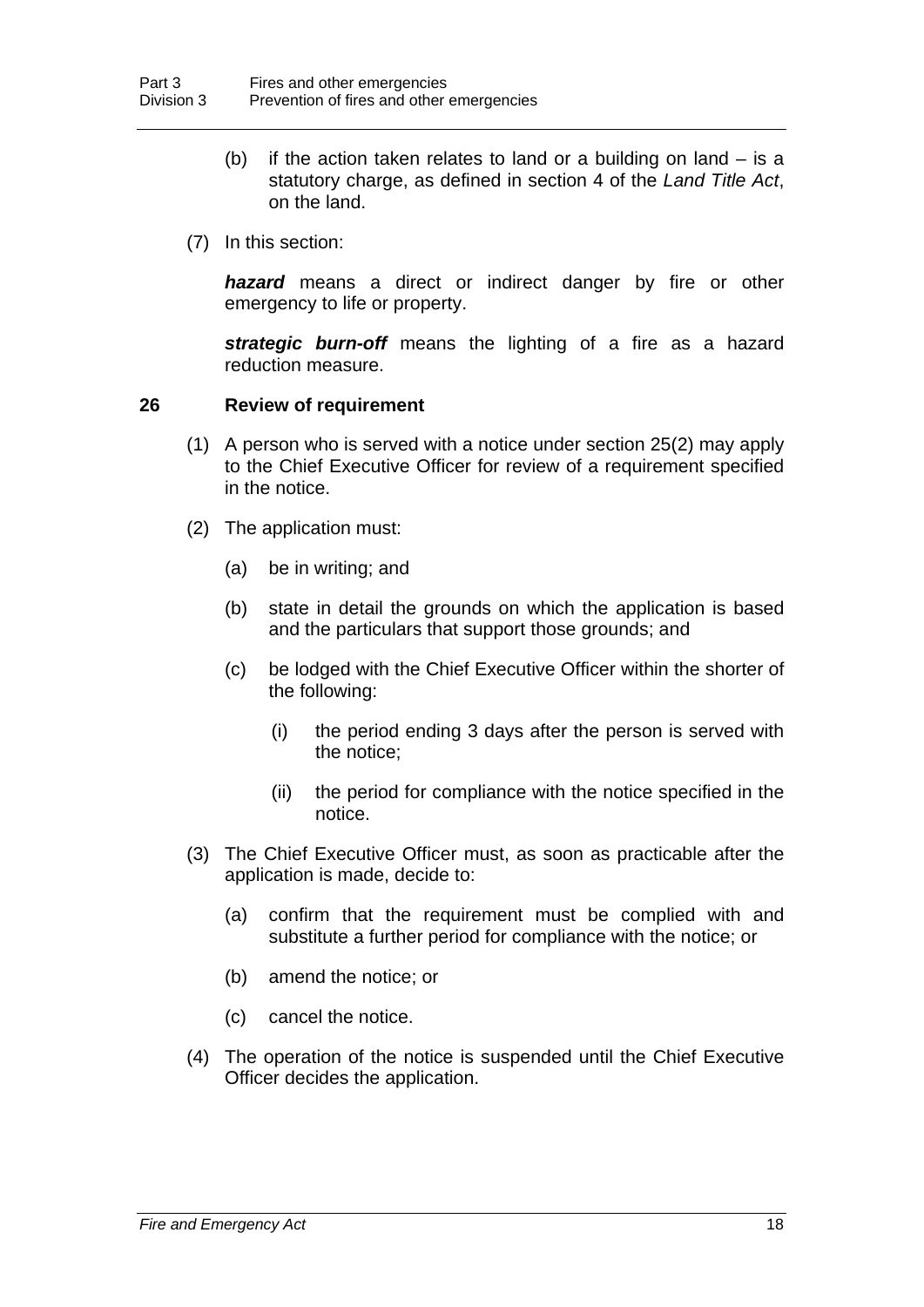(b) if the action taken relates to land or a building on land – is a statutory charge, as defined in section 4 of the *Land Title Act*, on the land.

(7) In this section:

***hazard*** means a direct or indirect danger by fire or other emergency to life or property.

***strategic burn-off*** means the lighting of a fire as a hazard reduction measure.

### 26 Review of requirement

(1) A person who is served with a notice under section 25(2) may apply to the Chief Executive Officer for review of a requirement specified in the notice.

(2) The application must:

(a) be in writing; and

(b) state in detail the grounds on which the application is based and the particulars that support those grounds; and

(c) be lodged with the Chief Executive Officer within the shorter of the following:

(i) the period ending 3 days after the person is served with the notice;

(ii) the period for compliance with the notice specified in the notice.

(3) The Chief Executive Officer must, as soon as practicable after the application is made, decide to:

(a) confirm that the requirement must be complied with and substitute a further period for compliance with the notice; or

(b) amend the notice; or

(c) cancel the notice.

(4) The operation of the notice is suspended until the Chief Executive Officer decides the application.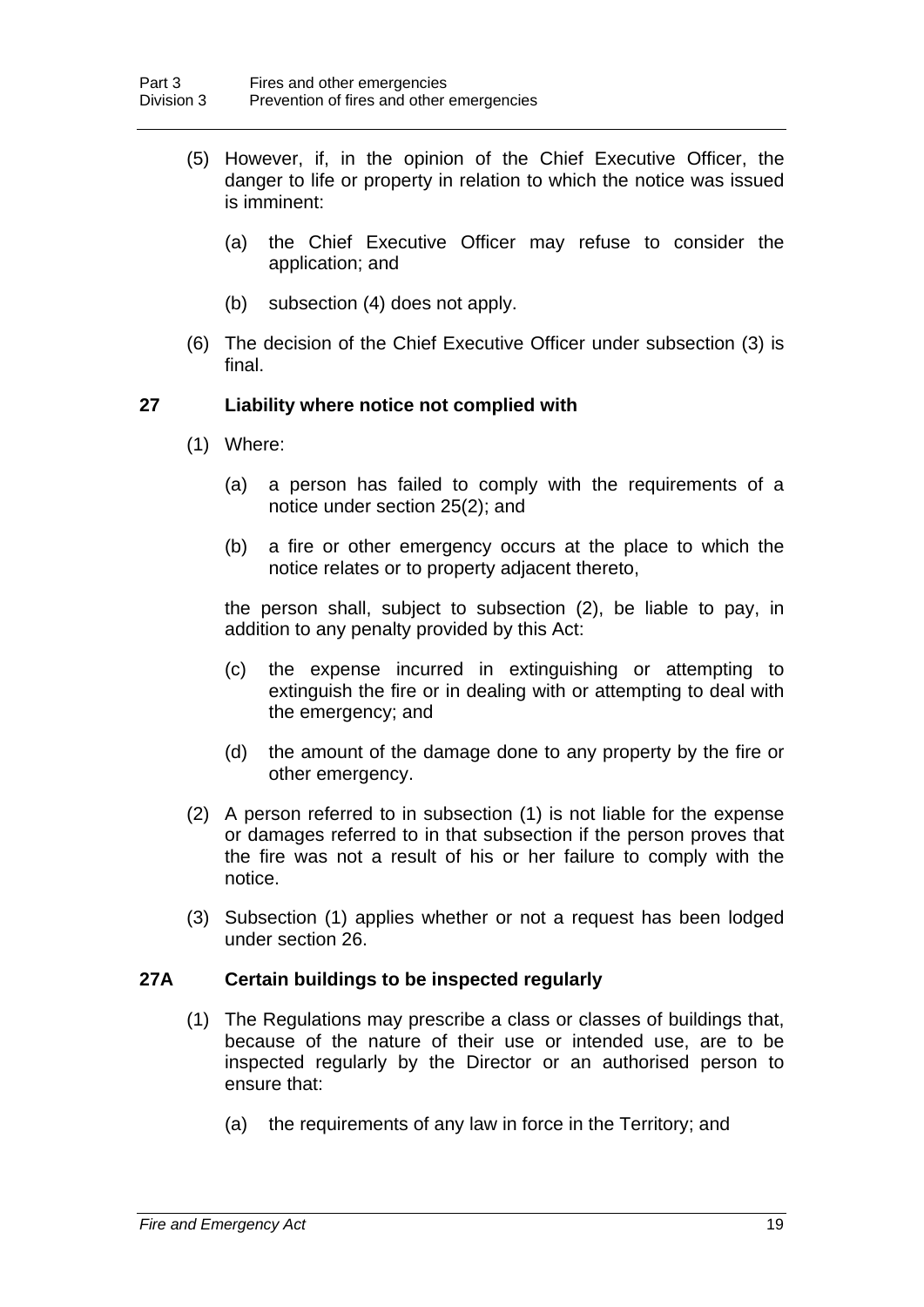(5) However, if, in the opinion of the Chief Executive Officer, the danger to life or property in relation to which the notice was issued is imminent:

(a) the Chief Executive Officer may refuse to consider the application; and

(b) subsection (4) does not apply.

(6) The decision of the Chief Executive Officer under subsection (3) is final.

### 27 Liability where notice not complied with

(1) Where:

(a) a person has failed to comply with the requirements of a notice under section 25(2); and

(b) a fire or other emergency occurs at the place to which the notice relates or to property adjacent thereto,

the person shall, subject to subsection (2), be liable to pay, in addition to any penalty provided by this Act:

(c) the expense incurred in extinguishing or attempting to extinguish the fire or in dealing with or attempting to deal with the emergency; and

(d) the amount of the damage done to any property by the fire or other emergency.

(2) A person referred to in subsection (1) is not liable for the expense or damages referred to in that subsection if the person proves that the fire was not a result of his or her failure to comply with the notice.

(3) Subsection (1) applies whether or not a request has been lodged under section 26.

### 27A Certain buildings to be inspected regularly

(1) The Regulations may prescribe a class or classes of buildings that, because of the nature of their use or intended use, are to be inspected regularly by the Director or an authorised person to ensure that:

(a) the requirements of any law in force in the Territory; and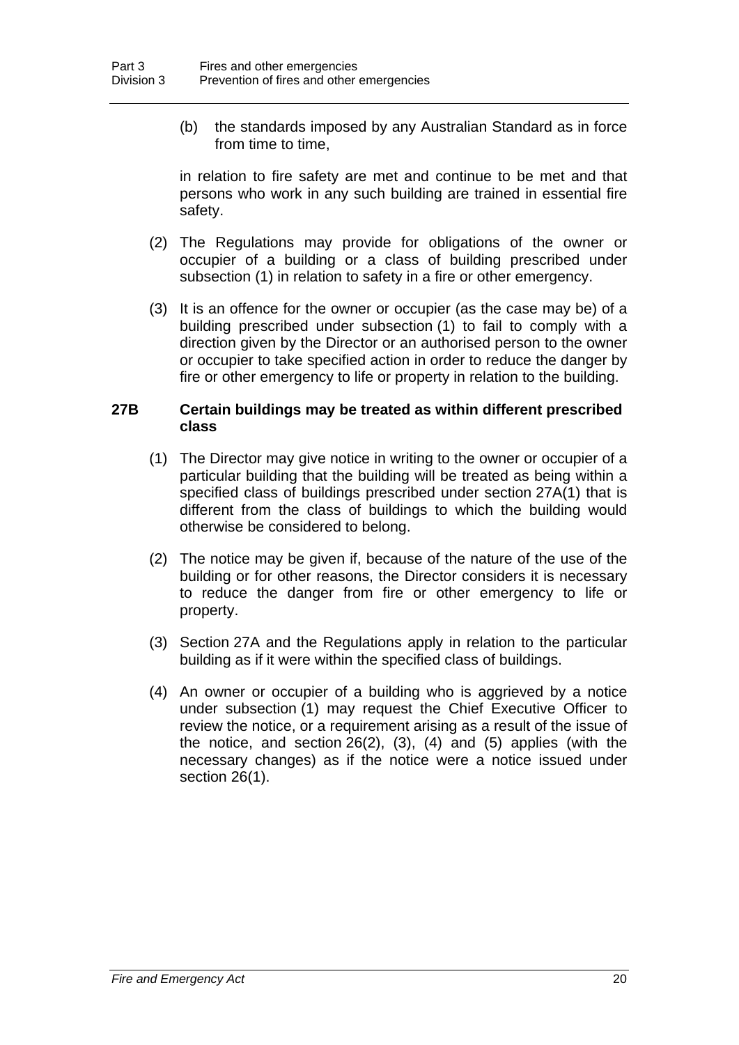(b) the standards imposed by any Australian Standard as in force from time to time,

in relation to fire safety are met and continue to be met and that persons who work in any such building are trained in essential fire safety.

(2) The Regulations may provide for obligations of the owner or occupier of a building or a class of building prescribed under subsection (1) in relation to safety in a fire or other emergency.

(3) It is an offence for the owner or occupier (as the case may be) of a building prescribed under subsection (1) to fail to comply with a direction given by the Director or an authorised person to the owner or occupier to take specified action in order to reduce the danger by fire or other emergency to life or property in relation to the building.

### 27B Certain buildings may be treated as within different prescribed class

(1) The Director may give notice in writing to the owner or occupier of a particular building that the building will be treated as being within a specified class of buildings prescribed under section 27A(1) that is different from the class of buildings to which the building would otherwise be considered to belong.

(2) The notice may be given if, because of the nature of the use of the building or for other reasons, the Director considers it is necessary to reduce the danger from fire or other emergency to life or property.

(3) Section 27A and the Regulations apply in relation to the particular building as if it were within the specified class of buildings.

(4) An owner or occupier of a building who is aggrieved by a notice under subsection (1) may request the Chief Executive Officer to review the notice, or a requirement arising as a result of the issue of the notice, and section 26(2), (3), (4) and (5) applies (with the necessary changes) as if the notice were a notice issued under section 26(1).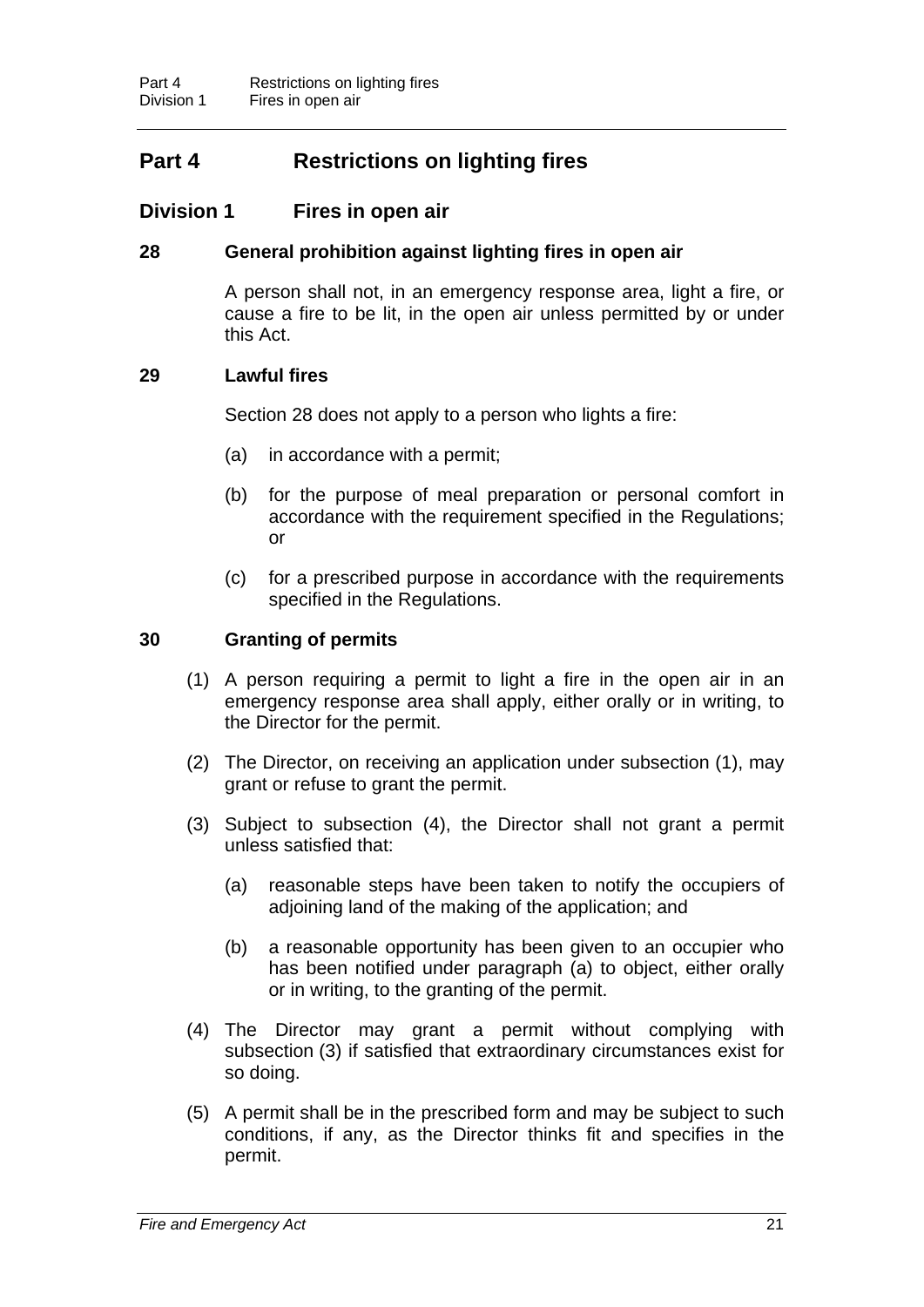## Part 4 Restrictions on lighting fires

### Division 1 Fires in open air

#### 28 General prohibition against lighting fires in open air

A person shall not, in an emergency response area, light a fire, or cause a fire to be lit, in the open air unless permitted by or under this Act.

#### 29 Lawful fires

Section 28 does not apply to a person who lights a fire:

(a) in accordance with a permit;

(b) for the purpose of meal preparation or personal comfort in accordance with the requirement specified in the Regulations; or

(c) for a prescribed purpose in accordance with the requirements specified in the Regulations.

#### 30 Granting of permits

(1) A person requiring a permit to light a fire in the open air in an emergency response area shall apply, either orally or in writing, to the Director for the permit.

(2) The Director, on receiving an application under subsection (1), may grant or refuse to grant the permit.

(3) Subject to subsection (4), the Director shall not grant a permit unless satisfied that:

(a) reasonable steps have been taken to notify the occupiers of adjoining land of the making of the application; and

(b) a reasonable opportunity has been given to an occupier who has been notified under paragraph (a) to object, either orally or in writing, to the granting of the permit.

(4) The Director may grant a permit without complying with subsection (3) if satisfied that extraordinary circumstances exist for so doing.

(5) A permit shall be in the prescribed form and may be subject to such conditions, if any, as the Director thinks fit and specifies in the permit.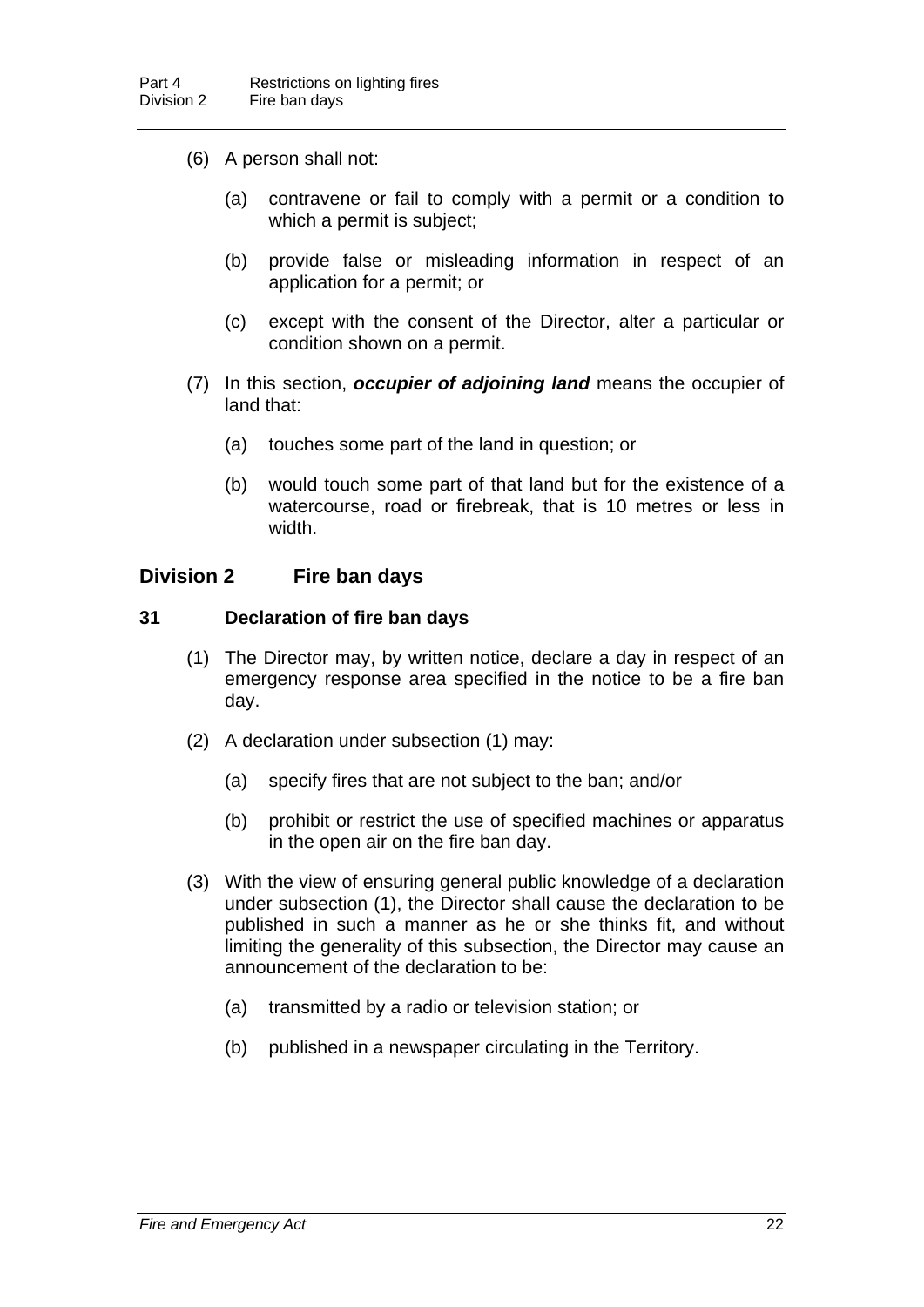(6) A person shall not:

(a) contravene or fail to comply with a permit or a condition to which a permit is subject;

(b) provide false or misleading information in respect of an application for a permit; or

(c) except with the consent of the Director, alter a particular or condition shown on a permit.

(7) In this section, ***occupier of adjoining land*** means the occupier of land that:

(a) touches some part of the land in question; or

(b) would touch some part of that land but for the existence of a watercourse, road or firebreak, that is 10 metres or less in width.

## Division 2 Fire ban days

### 31 Declaration of fire ban days

(1) The Director may, by written notice, declare a day in respect of an emergency response area specified in the notice to be a fire ban day.

(2) A declaration under subsection (1) may:

(a) specify fires that are not subject to the ban; and/or

(b) prohibit or restrict the use of specified machines or apparatus in the open air on the fire ban day.

(3) With the view of ensuring general public knowledge of a declaration under subsection (1), the Director shall cause the declaration to be published in such a manner as he or she thinks fit, and without limiting the generality of this subsection, the Director may cause an announcement of the declaration to be:

(a) transmitted by a radio or television station; or

(b) published in a newspaper circulating in the Territory.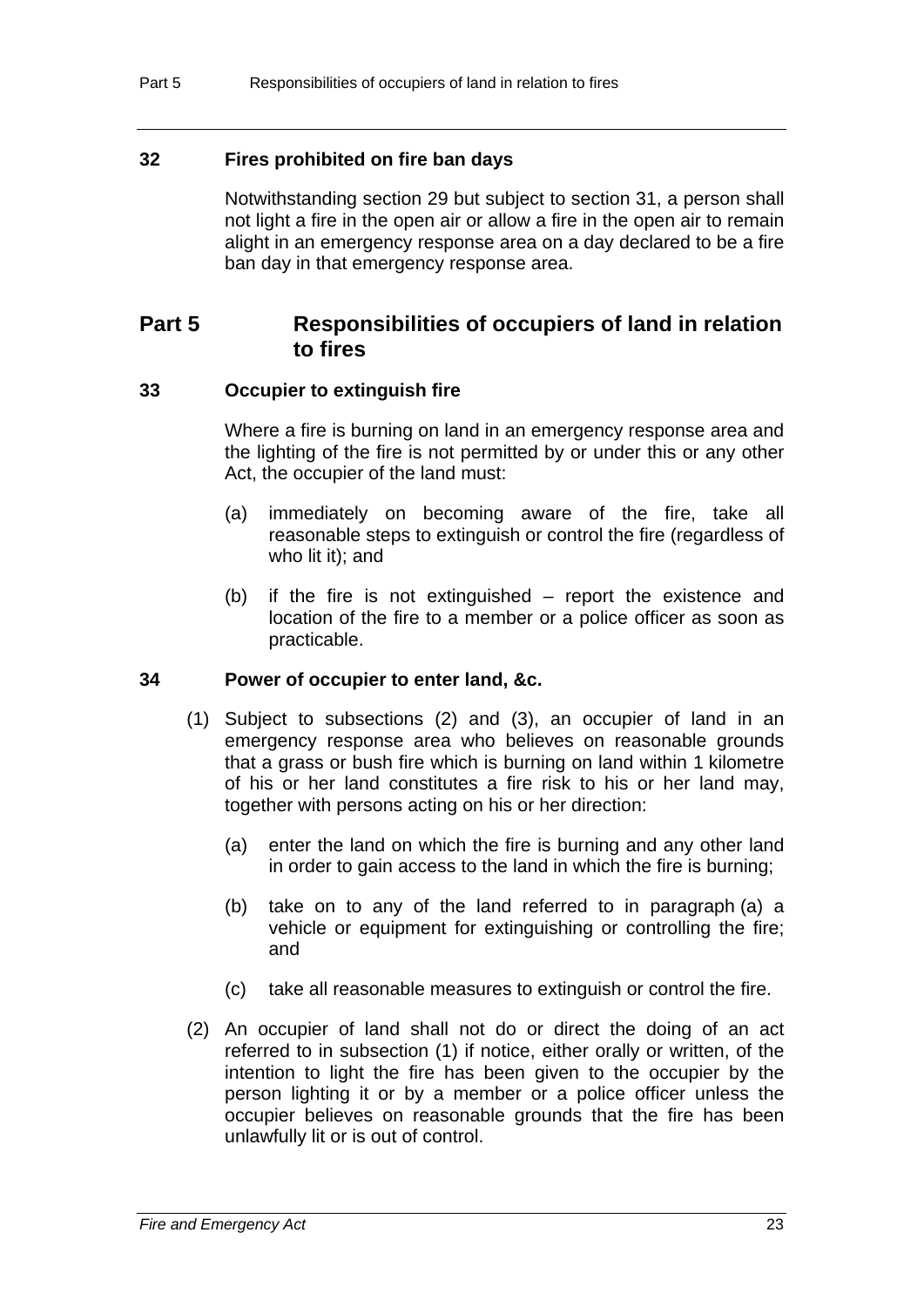### 32 Fires prohibited on fire ban days

Notwithstanding section 29 but subject to section 31, a person shall not light a fire in the open air or allow a fire in the open air to remain alight in an emergency response area on a day declared to be a fire ban day in that emergency response area.

## Part 5 Responsibilities of occupiers of land in relation to fires

### 33 Occupier to extinguish fire

Where a fire is burning on land in an emergency response area and the lighting of the fire is not permitted by or under this or any other Act, the occupier of the land must:

(a) immediately on becoming aware of the fire, take all reasonable steps to extinguish or control the fire (regardless of who lit it); and

(b) if the fire is not extinguished – report the existence and location of the fire to a member or a police officer as soon as practicable.

### 34 Power of occupier to enter land, &c.

(1) Subject to subsections (2) and (3), an occupier of land in an emergency response area who believes on reasonable grounds that a grass or bush fire which is burning on land within 1 kilometre of his or her land constitutes a fire risk to his or her land may, together with persons acting on his or her direction:

(a) enter the land on which the fire is burning and any other land in order to gain access to the land in which the fire is burning;

(b) take on to any of the land referred to in paragraph (a) a vehicle or equipment for extinguishing or controlling the fire; and

(c) take all reasonable measures to extinguish or control the fire.

(2) An occupier of land shall not do or direct the doing of an act referred to in subsection (1) if notice, either orally or written, of the intention to light the fire has been given to the occupier by the person lighting it or by a member or a police officer unless the occupier believes on reasonable grounds that the fire has been unlawfully lit or is out of control.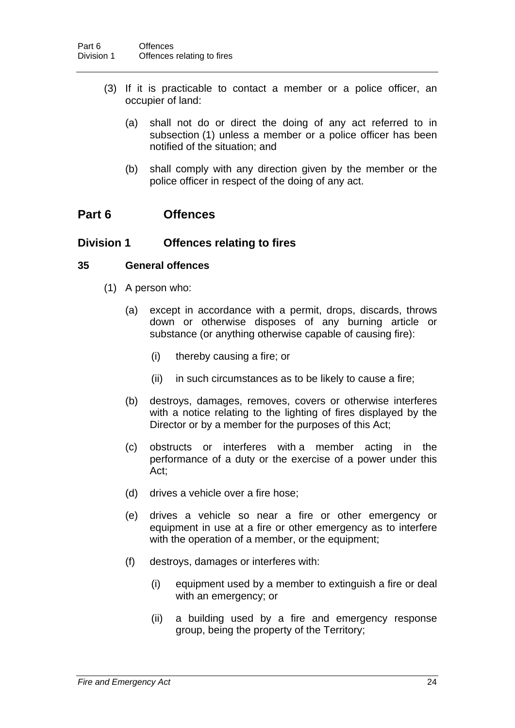(3) If it is practicable to contact a member or a police officer, an occupier of land:

(a) shall not do or direct the doing of any act referred to in subsection (1) unless a member or a police officer has been notified of the situation; and

(b) shall comply with any direction given by the member or the police officer in respect of the doing of any act.

# Part 6 Offences

## Division 1 Offences relating to fires

### 35 General offences

(1) A person who:

(a) except in accordance with a permit, drops, discards, throws down or otherwise disposes of any burning article or substance (or anything otherwise capable of causing fire):

(i) thereby causing a fire; or

(ii) in such circumstances as to be likely to cause a fire;

(b) destroys, damages, removes, covers or otherwise interferes with a notice relating to the lighting of fires displayed by the Director or by a member for the purposes of this Act;

(c) obstructs or interferes with a member acting in the performance of a duty or the exercise of a power under this Act;

(d) drives a vehicle over a fire hose;

(e) drives a vehicle so near a fire or other emergency or equipment in use at a fire or other emergency as to interfere with the operation of a member, or the equipment;

(f) destroys, damages or interferes with:

(i) equipment used by a member to extinguish a fire or deal with an emergency; or

(ii) a building used by a fire and emergency response group, being the property of the Territory;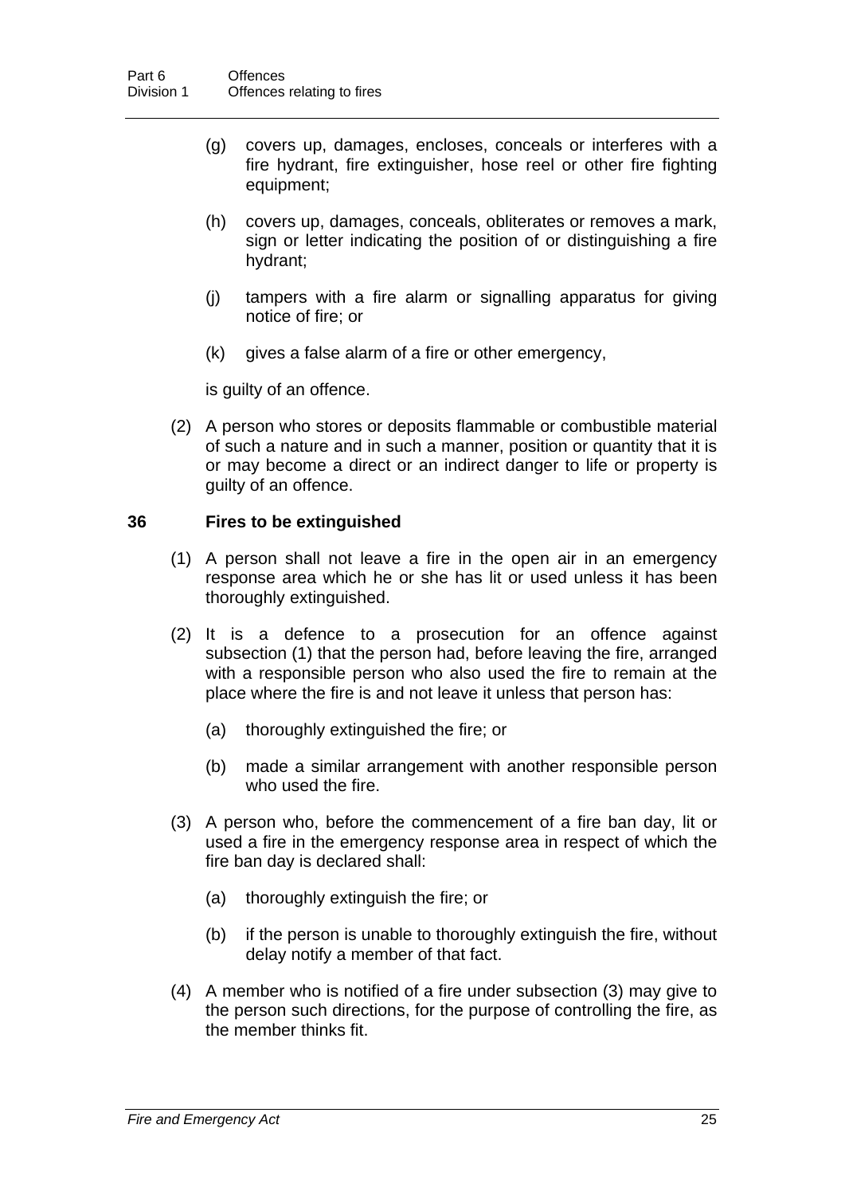(g) covers up, damages, encloses, conceals or interferes with a fire hydrant, fire extinguisher, hose reel or other fire fighting equipment;

(h) covers up, damages, conceals, obliterates or removes a mark, sign or letter indicating the position of or distinguishing a fire hydrant;

(j) tampers with a fire alarm or signalling apparatus for giving notice of fire; or

(k) gives a false alarm of a fire or other emergency,

is guilty of an offence.

(2) A person who stores or deposits flammable or combustible material of such a nature and in such a manner, position or quantity that it is or may become a direct or an indirect danger to life or property is guilty of an offence.

### 36 Fires to be extinguished

(1) A person shall not leave a fire in the open air in an emergency response area which he or she has lit or used unless it has been thoroughly extinguished.

(2) It is a defence to a prosecution for an offence against subsection (1) that the person had, before leaving the fire, arranged with a responsible person who also used the fire to remain at the place where the fire is and not leave it unless that person has:

(a) thoroughly extinguished the fire; or

(b) made a similar arrangement with another responsible person who used the fire.

(3) A person who, before the commencement of a fire ban day, lit or used a fire in the emergency response area in respect of which the fire ban day is declared shall:

(a) thoroughly extinguish the fire; or

(b) if the person is unable to thoroughly extinguish the fire, without delay notify a member of that fact.

(4) A member who is notified of a fire under subsection (3) may give to the person such directions, for the purpose of controlling the fire, as the member thinks fit.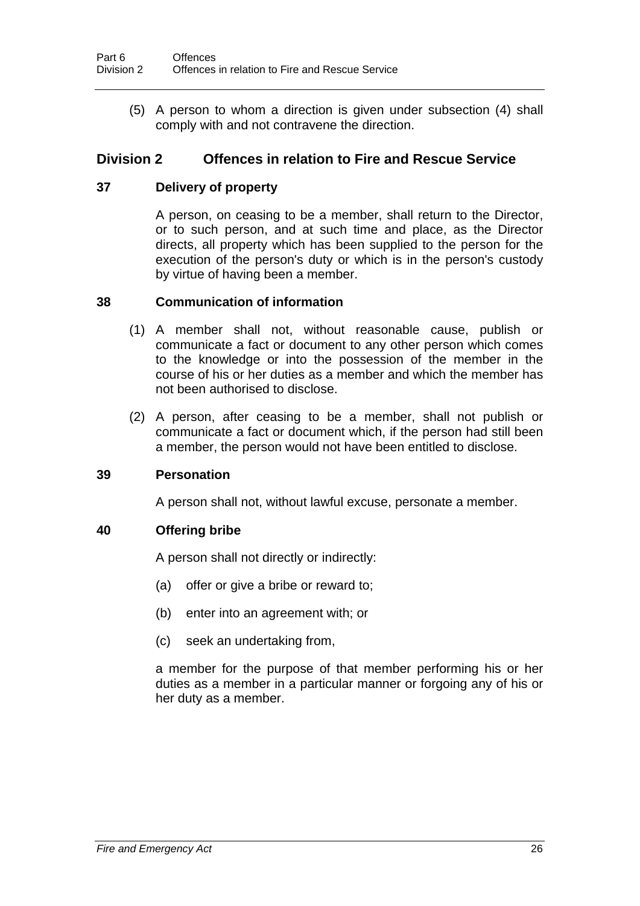(5) A person to whom a direction is given under subsection (4) shall comply with and not contravene the direction.

## Division 2 Offences in relation to Fire and Rescue Service

### 37 Delivery of property

A person, on ceasing to be a member, shall return to the Director, or to such person, and at such time and place, as the Director directs, all property which has been supplied to the person for the execution of the person's duty or which is in the person's custody by virtue of having been a member.

### 38 Communication of information

(1) A member shall not, without reasonable cause, publish or communicate a fact or document to any other person which comes to the knowledge or into the possession of the member in the course of his or her duties as a member and which the member has not been authorised to disclose.

(2) A person, after ceasing to be a member, shall not publish or communicate a fact or document which, if the person had still been a member, the person would not have been entitled to disclose.

### 39 Personation

A person shall not, without lawful excuse, personate a member.

### 40 Offering bribe

A person shall not directly or indirectly:

(a) offer or give a bribe or reward to;

(b) enter into an agreement with; or

(c) seek an undertaking from,

a member for the purpose of that member performing his or her duties as a member in a particular manner or forgoing any of his or her duty as a member.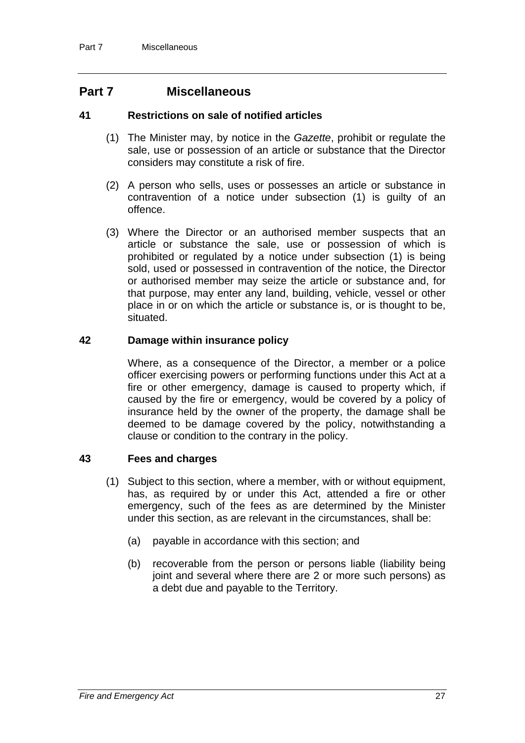## Part 7 Miscellaneous

### 41 Restrictions on sale of notified articles

(1) The Minister may, by notice in the *Gazette*, prohibit or regulate the sale, use or possession of an article or substance that the Director considers may constitute a risk of fire.

(2) A person who sells, uses or possesses an article or substance in contravention of a notice under subsection (1) is guilty of an offence.

(3) Where the Director or an authorised member suspects that an article or substance the sale, use or possession of which is prohibited or regulated by a notice under subsection (1) is being sold, used or possessed in contravention of the notice, the Director or authorised member may seize the article or substance and, for that purpose, may enter any land, building, vehicle, vessel or other place in or on which the article or substance is, or is thought to be, situated.

### 42 Damage within insurance policy

Where, as a consequence of the Director, a member or a police officer exercising powers or performing functions under this Act at a fire or other emergency, damage is caused to property which, if caused by the fire or emergency, would be covered by a policy of insurance held by the owner of the property, the damage shall be deemed to be damage covered by the policy, notwithstanding a clause or condition to the contrary in the policy.

### 43 Fees and charges

(1) Subject to this section, where a member, with or without equipment, has, as required by or under this Act, attended a fire or other emergency, such of the fees as are determined by the Minister under this section, as are relevant in the circumstances, shall be:

(a) payable in accordance with this section; and

(b) recoverable from the person or persons liable (liability being joint and several where there are 2 or more such persons) as a debt due and payable to the Territory.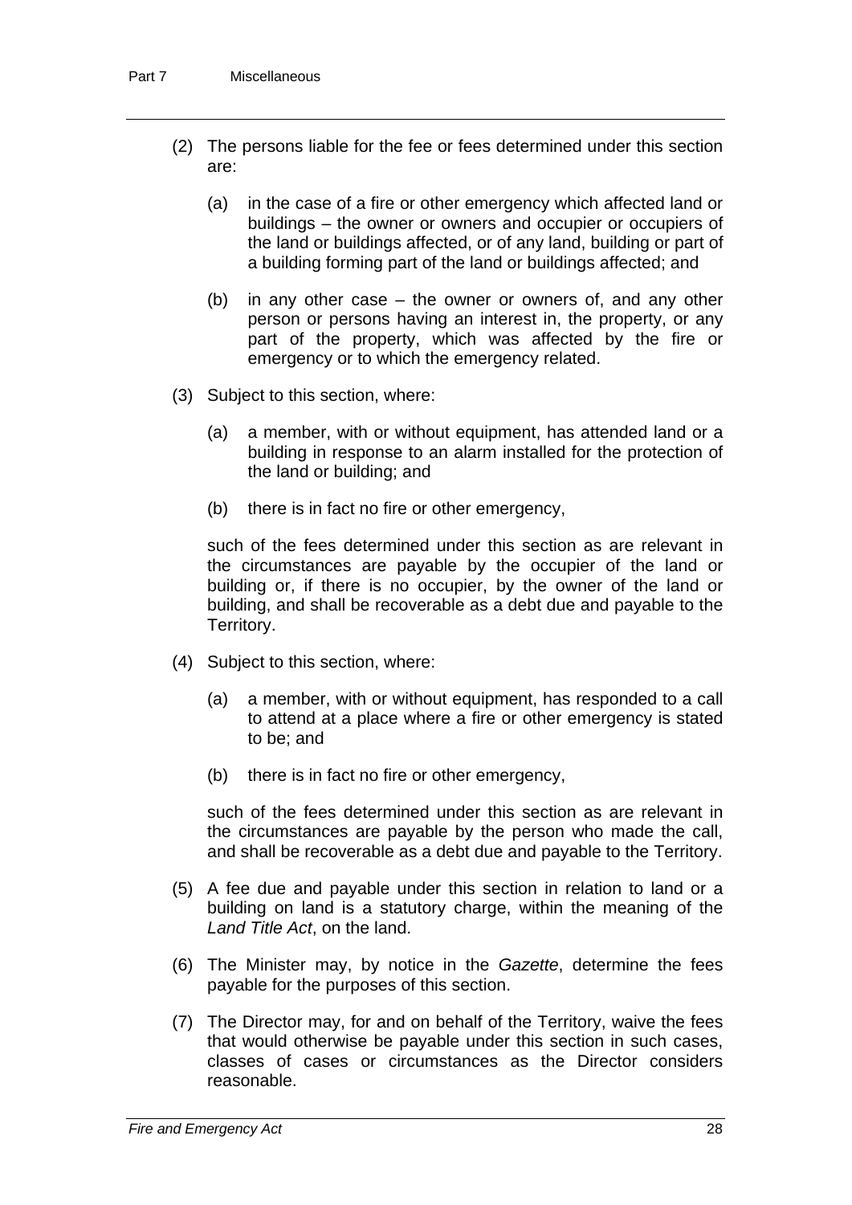(2) The persons liable for the fee or fees determined under this section are:

- (a) in the case of a fire or other emergency which affected land or buildings – the owner or owners and occupier or occupiers of the land or buildings affected, or of any land, building or part of a building forming part of the land or buildings affected; and
- (b) in any other case – the owner or owners of, and any other person or persons having an interest in, the property, or any part of the property, which was affected by the fire or emergency or to which the emergency related.

(3) Subject to this section, where:

- (a) a member, with or without equipment, has attended land or a building in response to an alarm installed for the protection of the land or building; and
- (b) there is in fact no fire or other emergency,

such of the fees determined under this section as are relevant in the circumstances are payable by the occupier of the land or building or, if there is no occupier, by the owner of the land or building, and shall be recoverable as a debt due and payable to the Territory.

(4) Subject to this section, where:

- (a) a member, with or without equipment, has responded to a call to attend at a place where a fire or other emergency is stated to be; and
- (b) there is in fact no fire or other emergency,

such of the fees determined under this section as are relevant in the circumstances are payable by the person who made the call, and shall be recoverable as a debt due and payable to the Territory.

(5) A fee due and payable under this section in relation to land or a building on land is a statutory charge, within the meaning of the *Land Title Act*, on the land.

(6) The Minister may, by notice in the *Gazette*, determine the fees payable for the purposes of this section.

(7) The Director may, for and on behalf of the Territory, waive the fees that would otherwise be payable under this section in such cases, classes of cases or circumstances as the Director considers reasonable.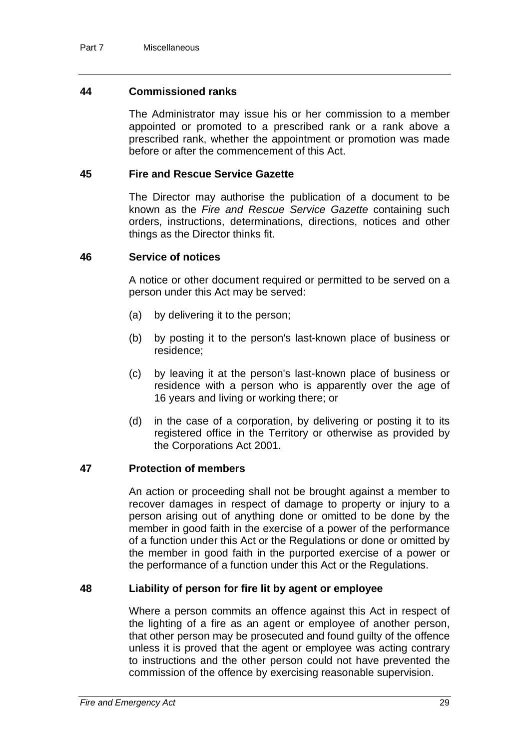### 44 Commissioned ranks

The Administrator may issue his or her commission to a member appointed or promoted to a prescribed rank or a rank above a prescribed rank, whether the appointment or promotion was made before or after the commencement of this Act.

### 45 Fire and Rescue Service Gazette

The Director may authorise the publication of a document to be known as the *Fire and Rescue Service Gazette* containing such orders, instructions, determinations, directions, notices and other things as the Director thinks fit.

### 46 Service of notices

A notice or other document required or permitted to be served on a person under this Act may be served:

(a) by delivering it to the person;

(b) by posting it to the person's last-known place of business or residence;

(c) by leaving it at the person's last-known place of business or residence with a person who is apparently over the age of 16 years and living or working there; or

(d) in the case of a corporation, by delivering or posting it to its registered office in the Territory or otherwise as provided by the Corporations Act 2001.

### 47 Protection of members

An action or proceeding shall not be brought against a member to recover damages in respect of damage to property or injury to a person arising out of anything done or omitted to be done by the member in good faith in the exercise of a power of the performance of a function under this Act or the Regulations or done or omitted by the member in good faith in the purported exercise of a power or the performance of a function under this Act or the Regulations.

### 48 Liability of person for fire lit by agent or employee

Where a person commits an offence against this Act in respect of the lighting of a fire as an agent or employee of another person, that other person may be prosecuted and found guilty of the offence unless it is proved that the agent or employee was acting contrary to instructions and the other person could not have prevented the commission of the offence by exercising reasonable supervision.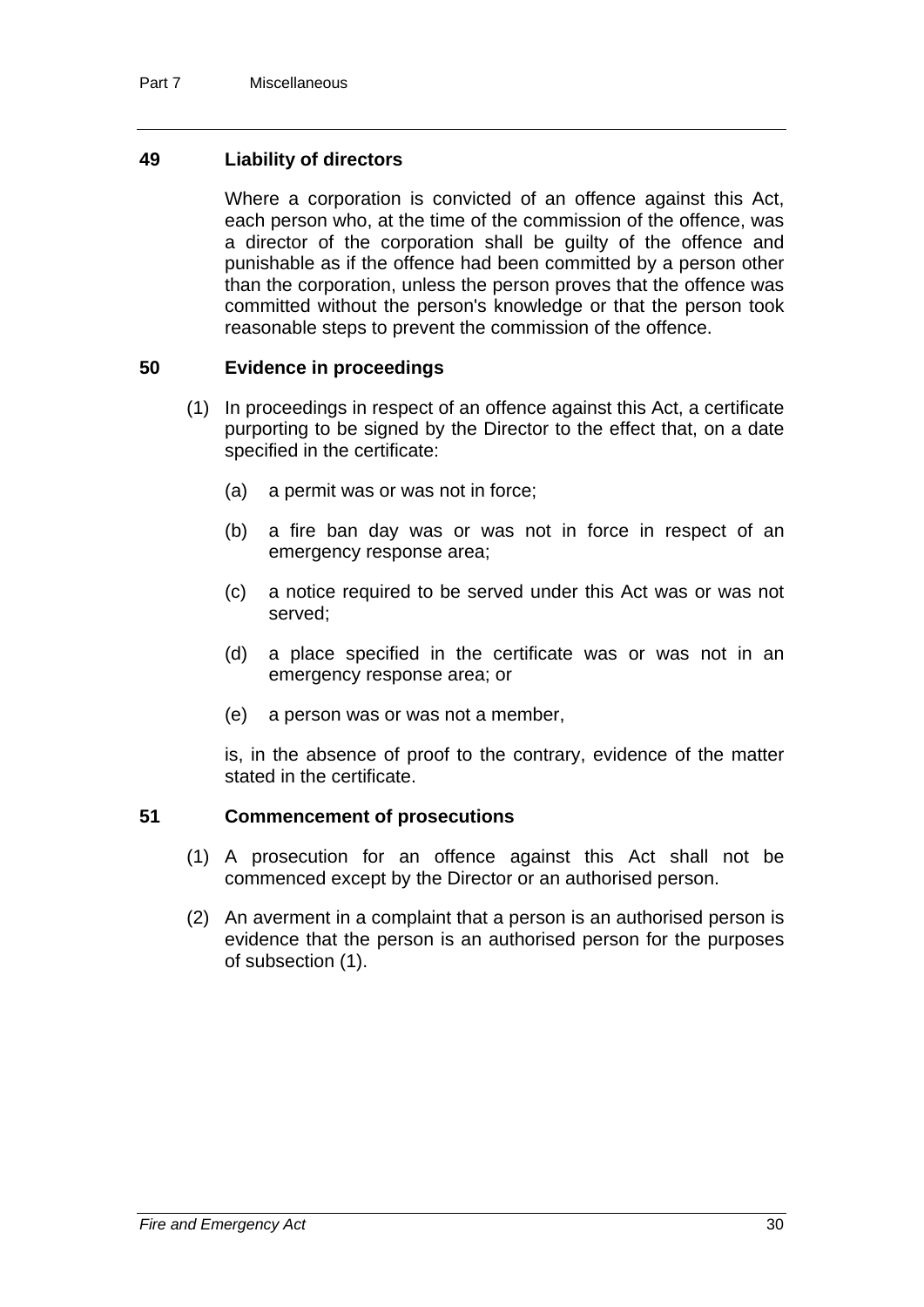## 49 Liability of directors

Where a corporation is convicted of an offence against this Act, each person who, at the time of the commission of the offence, was a director of the corporation shall be guilty of the offence and punishable as if the offence had been committed by a person other than the corporation, unless the person proves that the offence was committed without the person's knowledge or that the person took reasonable steps to prevent the commission of the offence.

## 50 Evidence in proceedings

(1) In proceedings in respect of an offence against this Act, a certificate purporting to be signed by the Director to the effect that, on a date specified in the certificate:

(a) a permit was or was not in force;

(b) a fire ban day was or was not in force in respect of an emergency response area;

(c) a notice required to be served under this Act was or was not served;

(d) a place specified in the certificate was or was not in an emergency response area; or

(e) a person was or was not a member,

is, in the absence of proof to the contrary, evidence of the matter stated in the certificate.

## 51 Commencement of prosecutions

(1) A prosecution for an offence against this Act shall not be commenced except by the Director or an authorised person.

(2) An averment in a complaint that a person is an authorised person is evidence that the person is an authorised person for the purposes of subsection (1).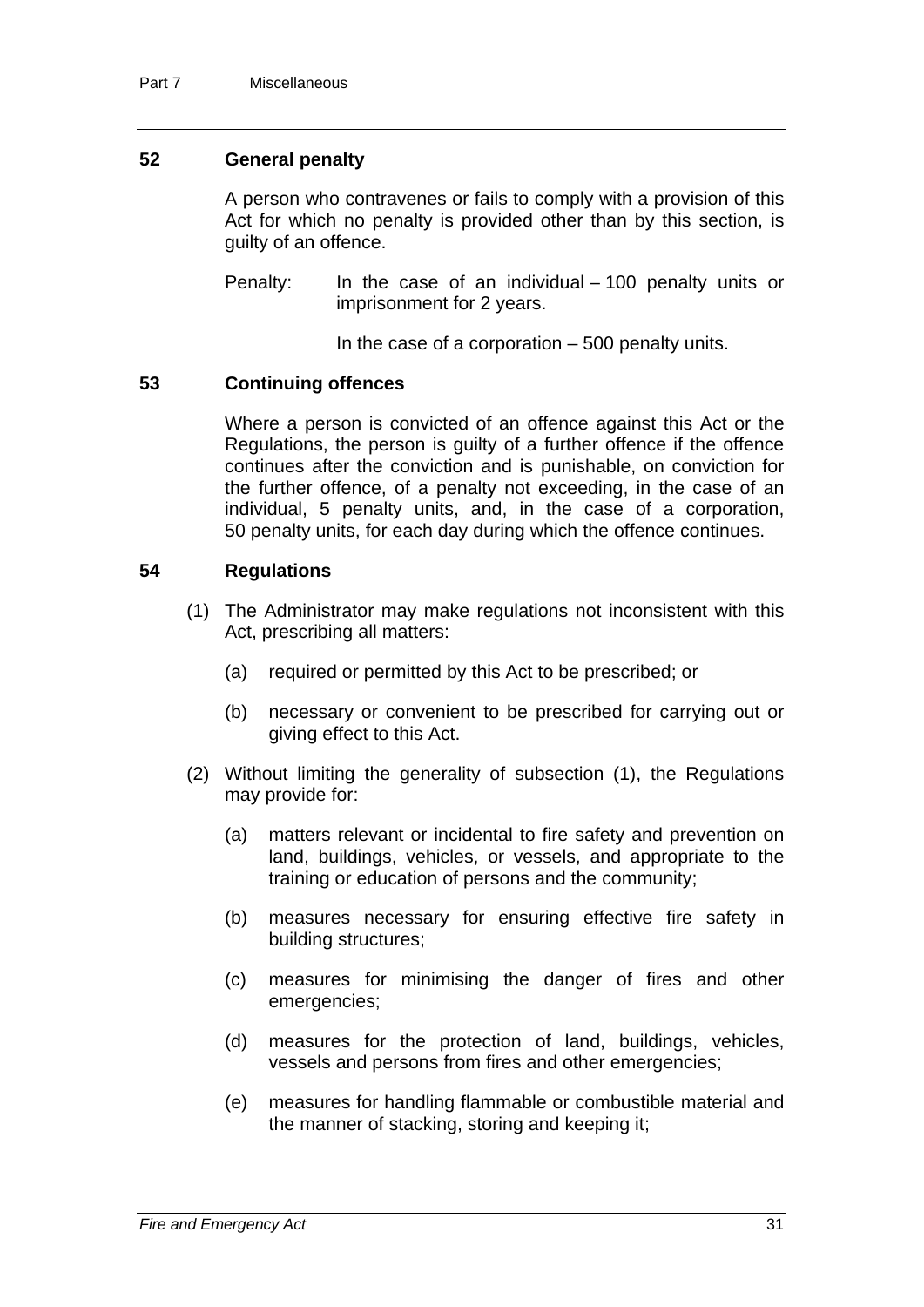### 52 General penalty

A person who contravenes or fails to comply with a provision of this Act for which no penalty is provided other than by this section, is guilty of an offence.

Penalty: In the case of an individual – 100 penalty units or imprisonment for 2 years.

In the case of a corporation – 500 penalty units.

### 53 Continuing offences

Where a person is convicted of an offence against this Act or the Regulations, the person is guilty of a further offence if the offence continues after the conviction and is punishable, on conviction for the further offence, of a penalty not exceeding, in the case of an individual, 5 penalty units, and, in the case of a corporation, 50 penalty units, for each day during which the offence continues.

### 54 Regulations

(1) The Administrator may make regulations not inconsistent with this Act, prescribing all matters:

(a) required or permitted by this Act to be prescribed; or

(b) necessary or convenient to be prescribed for carrying out or giving effect to this Act.

(2) Without limiting the generality of subsection (1), the Regulations may provide for:

(a) matters relevant or incidental to fire safety and prevention on land, buildings, vehicles, or vessels, and appropriate to the training or education of persons and the community;

(b) measures necessary for ensuring effective fire safety in building structures;

(c) measures for minimising the danger of fires and other emergencies;

(d) measures for the protection of land, buildings, vehicles, vessels and persons from fires and other emergencies;

(e) measures for handling flammable or combustible material and the manner of stacking, storing and keeping it;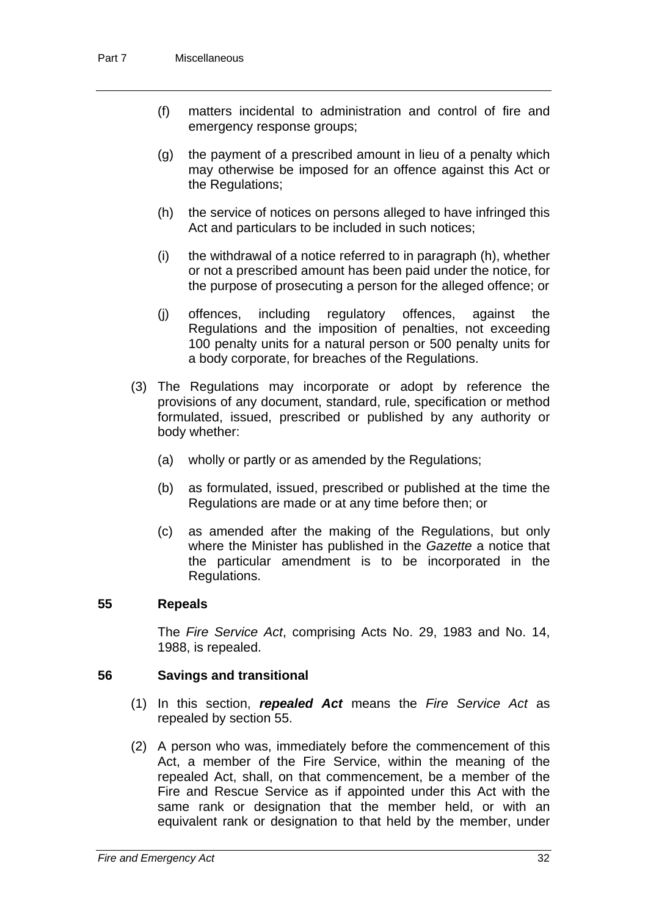(f) matters incidental to administration and control of fire and emergency response groups;

(g) the payment of a prescribed amount in lieu of a penalty which may otherwise be imposed for an offence against this Act or the Regulations;

(h) the service of notices on persons alleged to have infringed this Act and particulars to be included in such notices;

(i) the withdrawal of a notice referred to in paragraph (h), whether or not a prescribed amount has been paid under the notice, for the purpose of prosecuting a person for the alleged offence; or

(j) offences, including regulatory offences, against the Regulations and the imposition of penalties, not exceeding 100 penalty units for a natural person or 500 penalty units for a body corporate, for breaches of the Regulations.

(3) The Regulations may incorporate or adopt by reference the provisions of any document, standard, rule, specification or method formulated, issued, prescribed or published by any authority or body whether:

(a) wholly or partly or as amended by the Regulations;

(b) as formulated, issued, prescribed or published at the time the Regulations are made or at any time before then; or

(c) as amended after the making of the Regulations, but only where the Minister has published in the *Gazette* a notice that the particular amendment is to be incorporated in the Regulations.

### 55 Repeals

The *Fire Service Act*, comprising Acts No. 29, 1983 and No. 14, 1988, is repealed.

### 56 Savings and transitional

(1) In this section, ***repealed Act*** means the *Fire Service Act* as repealed by section 55.

(2) A person who was, immediately before the commencement of this Act, a member of the Fire Service, within the meaning of the repealed Act, shall, on that commencement, be a member of the Fire and Rescue Service as if appointed under this Act with the same rank or designation that the member held, or with an equivalent rank or designation to that held by the member, under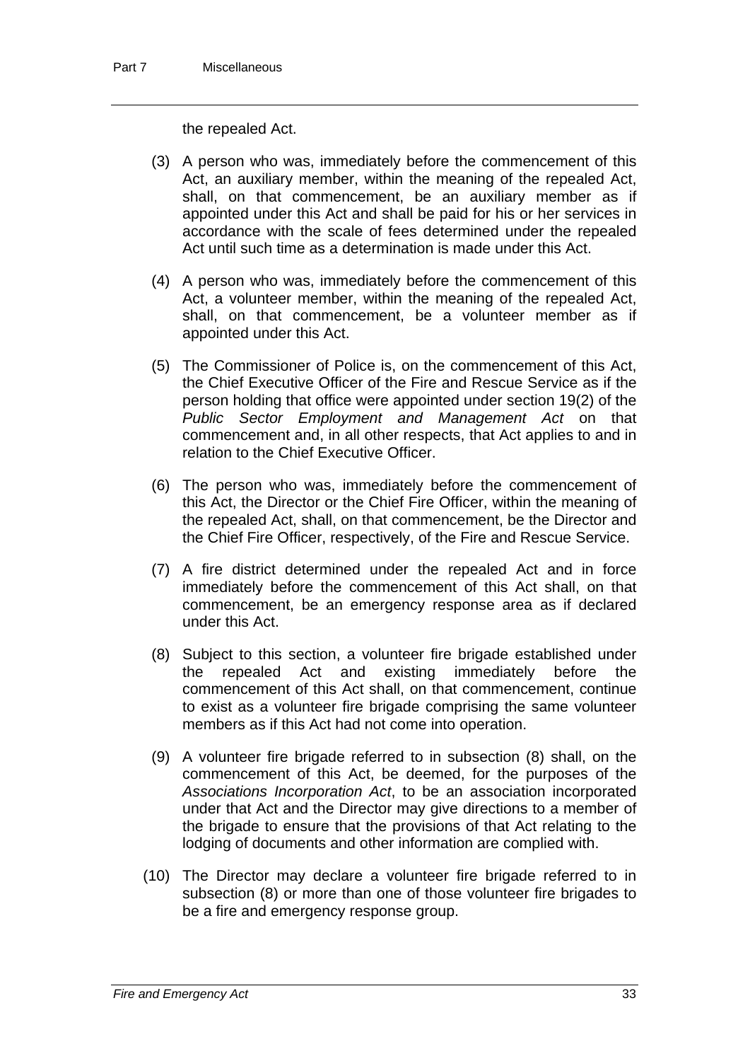the repealed Act.

(3) A person who was, immediately before the commencement of this Act, an auxiliary member, within the meaning of the repealed Act, shall, on that commencement, be an auxiliary member as if appointed under this Act and shall be paid for his or her services in accordance with the scale of fees determined under the repealed Act until such time as a determination is made under this Act.

(4) A person who was, immediately before the commencement of this Act, a volunteer member, within the meaning of the repealed Act, shall, on that commencement, be a volunteer member as if appointed under this Act.

(5) The Commissioner of Police is, on the commencement of this Act, the Chief Executive Officer of the Fire and Rescue Service as if the person holding that office were appointed under section 19(2) of the *Public Sector Employment and Management Act* on that commencement and, in all other respects, that Act applies to and in relation to the Chief Executive Officer.

(6) The person who was, immediately before the commencement of this Act, the Director or the Chief Fire Officer, within the meaning of the repealed Act, shall, on that commencement, be the Director and the Chief Fire Officer, respectively, of the Fire and Rescue Service.

(7) A fire district determined under the repealed Act and in force immediately before the commencement of this Act shall, on that commencement, be an emergency response area as if declared under this Act.

(8) Subject to this section, a volunteer fire brigade established under the repealed Act and existing immediately before the commencement of this Act shall, on that commencement, continue to exist as a volunteer fire brigade comprising the same volunteer members as if this Act had not come into operation.

(9) A volunteer fire brigade referred to in subsection (8) shall, on the commencement of this Act, be deemed, for the purposes of the *Associations Incorporation Act*, to be an association incorporated under that Act and the Director may give directions to a member of the brigade to ensure that the provisions of that Act relating to the lodging of documents and other information are complied with.

(10) The Director may declare a volunteer fire brigade referred to in subsection (8) or more than one of those volunteer fire brigades to be a fire and emergency response group.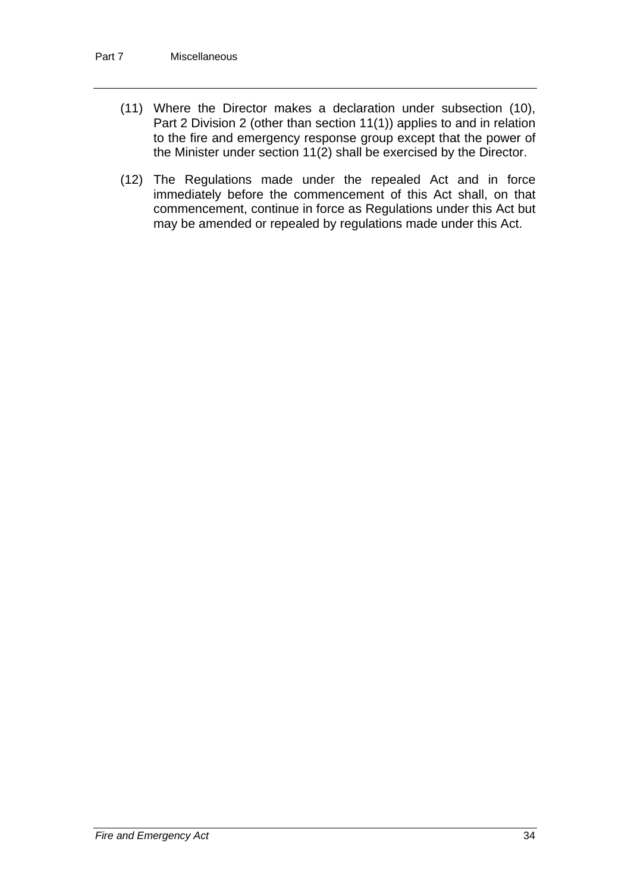(11) Where the Director makes a declaration under subsection (10), Part 2 Division 2 (other than section 11(1)) applies to and in relation to the fire and emergency response group except that the power of the Minister under section 11(2) shall be exercised by the Director.

(12) The Regulations made under the repealed Act and in force immediately before the commencement of this Act shall, on that commencement, continue in force as Regulations under this Act but may be amended or repealed by regulations made under this Act.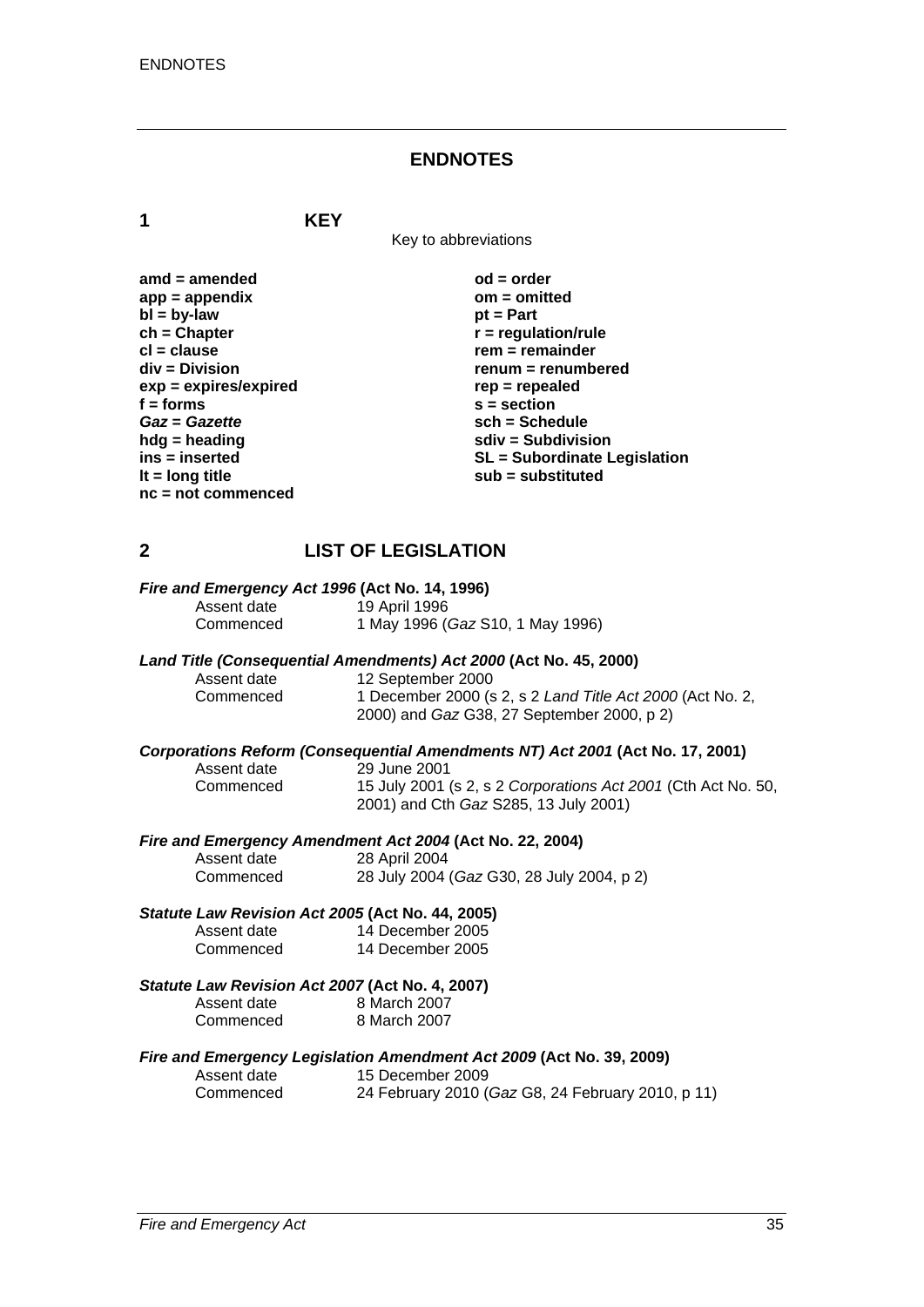# ENDNOTES

## 1 KEY

Key to abbreviations

**amd = amended**
**app = appendix**
**bl = by-law**
**ch = Chapter**
**cl = clause**
**div = Division**
**exp = expires/expired**
**f = forms**
***Gaz* = *Gazette***
**hdg = heading**
**ins = inserted**
**lt = long title**
**nc = not commenced**
**od = order**
**om = omitted**
**pt = Part**
**r = regulation/rule**
**rem = remainder**
**renum = renumbered**
**rep = repealed**
**s = section**
**sch = Schedule**
**sdiv = Subdivision**
**SL = Subordinate Legislation**
**sub = substituted**

## 2 LIST OF LEGISLATION

***Fire and Emergency Act 1996* (Act No. 14, 1996)**

Assent date 19 April 1996
Commenced 1 May 1996 (*Gaz* S10, 1 May 1996)

***Land Title (Consequential Amendments) Act 2000* (Act No. 45, 2000)**

Assent date 12 September 2000
Commenced 1 December 2000 (s 2, s 2 *Land Title Act 2000* (Act No. 2, 2000) and *Gaz* G38, 27 September 2000, p 2)

***Corporations Reform (Consequential Amendments NT) Act 2001* (Act No. 17, 2001)**

Assent date 29 June 2001
Commenced 15 July 2001 (s 2, s 2 *Corporations Act 2001* (Cth Act No. 50, 2001) and Cth *Gaz* S285, 13 July 2001)

***Fire and Emergency Amendment Act 2004* (Act No. 22, 2004)**

Assent date 28 April 2004
Commenced 28 July 2004 (*Gaz* G30, 28 July 2004, p 2)

***Statute Law Revision Act 2005* (Act No. 44, 2005)**

Assent date 14 December 2005
Commenced 14 December 2005

***Statute Law Revision Act 2007* (Act No. 4, 2007)**

Assent date 8 March 2007
Commenced 8 March 2007

***Fire and Emergency Legislation Amendment Act 2009* (Act No. 39, 2009)**

Assent date 15 December 2009
Commenced 24 February 2010 (*Gaz* G8, 24 February 2010, p 11)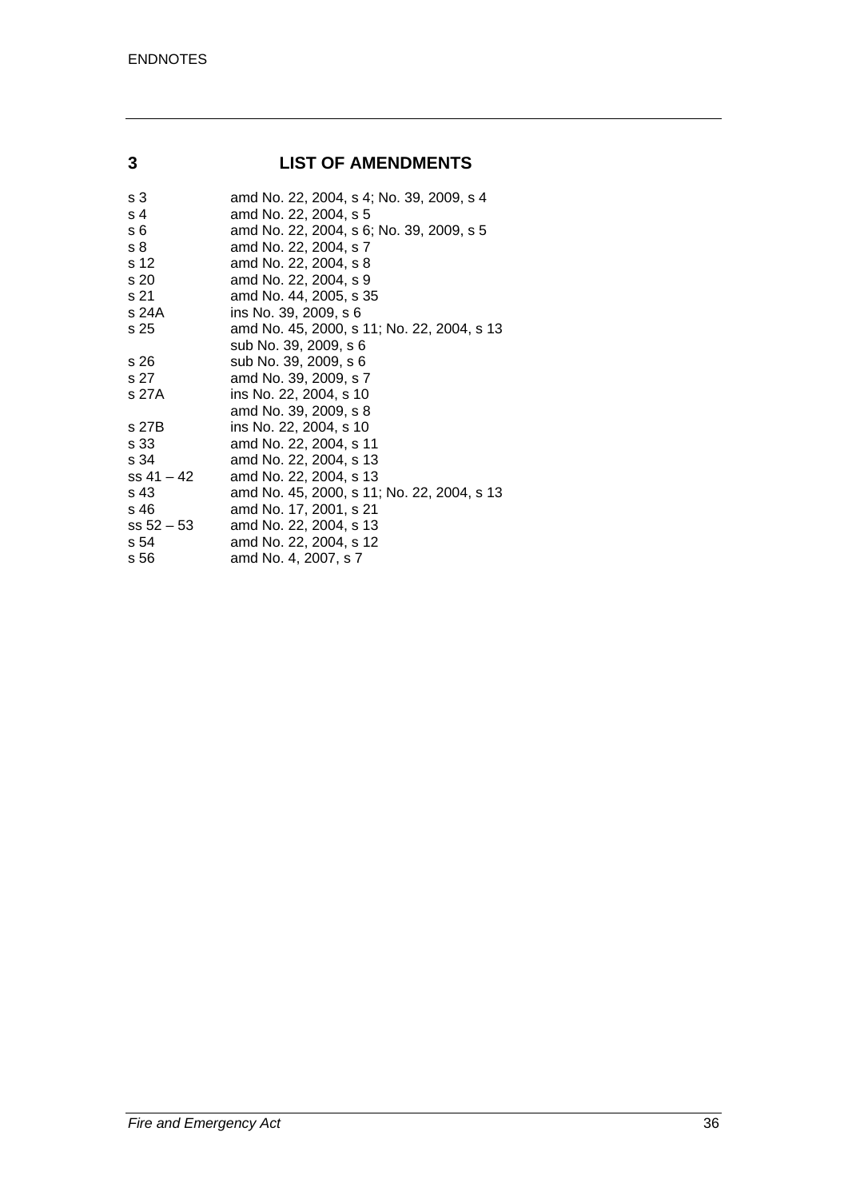## 3 LIST OF AMENDMENTS

| | |
|---|---|
| s 3 | amd No. 22, 2004, s 4; No. 39, 2009, s 4 |
| s 4 | amd No. 22, 2004, s 5 |
| s 6 | amd No. 22, 2004, s 6; No. 39, 2009, s 5 |
| s 8 | amd No. 22, 2004, s 7 |
| s 12 | amd No. 22, 2004, s 8 |
| s 20 | amd No. 22, 2004, s 9 |
| s 21 | amd No. 44, 2005, s 35 |
| s 24A | ins No. 39, 2009, s 6 |
| s 25 | amd No. 45, 2000, s 11; No. 22, 2004, s 13 |
| | sub No. 39, 2009, s 6 |
| s 26 | sub No. 39, 2009, s 6 |
| s 27 | amd No. 39, 2009, s 7 |
| s 27A | ins No. 22, 2004, s 10 |
| | amd No. 39, 2009, s 8 |
| s 27B | ins No. 22, 2004, s 10 |
| s 33 | amd No. 22, 2004, s 11 |
| s 34 | amd No. 22, 2004, s 13 |
| ss 41 – 42 | amd No. 22, 2004, s 13 |
| s 43 | amd No. 45, 2000, s 11; No. 22, 2004, s 13 |
| s 46 | amd No. 17, 2001, s 21 |
| ss 52 – 53 | amd No. 22, 2004, s 13 |
| s 54 | amd No. 22, 2004, s 12 |
| s 56 | amd No. 4, 2007, s 7 |